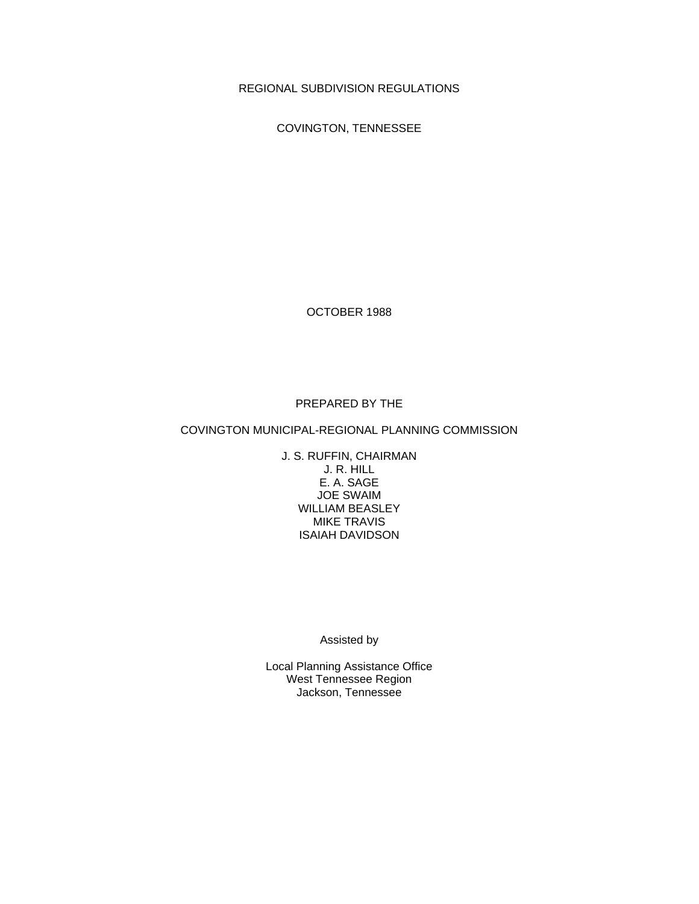# REGIONAL SUBDIVISION REGULATIONS

## COVINGTON, TENNESSEE

OCTOBER 1988

PREPARED BY THE

COVINGTON MUNICIPAL-REGIONAL PLANNING COMMISSION

J. S. RUFFIN, CHAIRMAN
J. R. HILL
E. A. SAGE
JOE SWAIM
WILLIAM BEASLEY
MIKE TRAVIS
ISAIAH DAVIDSON

Assisted by

Local Planning Assistance Office
West Tennessee Region
Jackson, Tennessee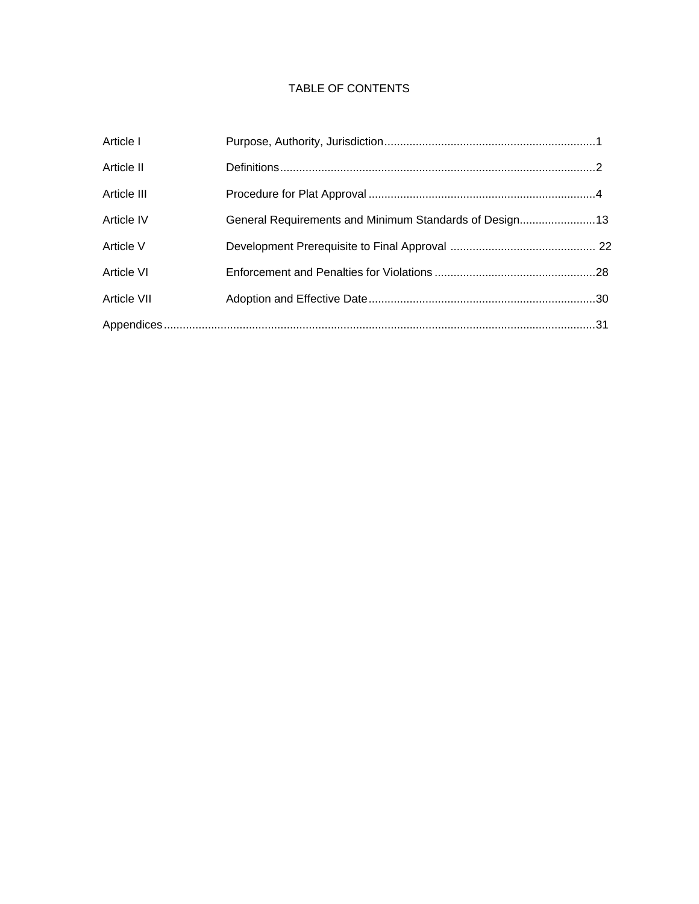# TABLE OF CONTENTS

| | | |
|---|---|---|
| Article I | Purpose, Authority, Jurisdiction | 1 |
| Article II | Definitions | 2 |
| Article III | Procedure for Plat Approval | 4 |
| Article IV | General Requirements and Minimum Standards of Design | 13 |
| Article V | Development Prerequisite to Final Approval | 22 |
| Article VI | Enforcement and Penalties for Violations | 28 |
| Article VII | Adoption and Effective Date | 30 |
| Appendices | | 31 |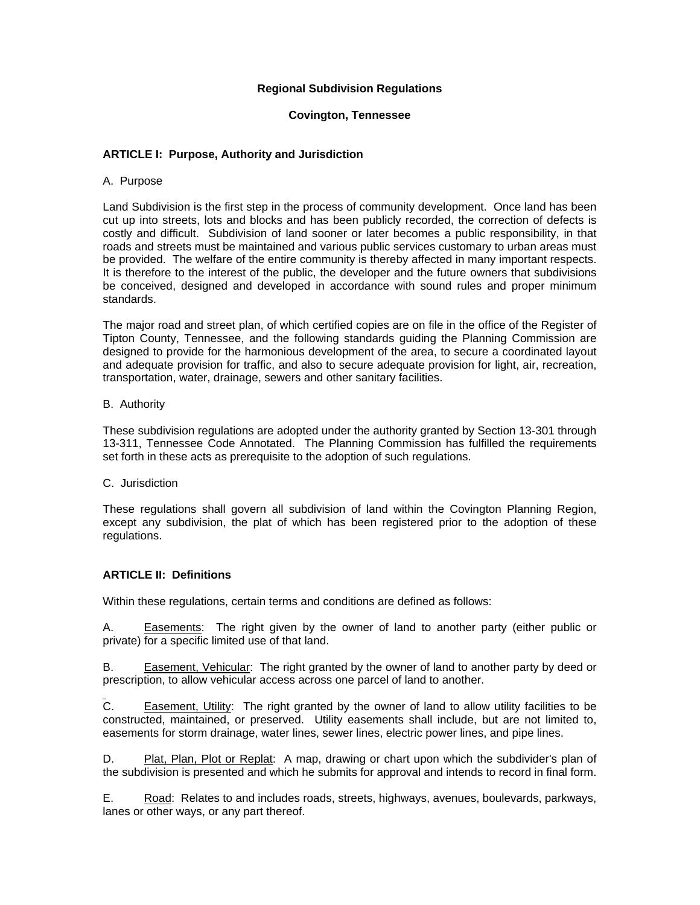# Regional Subdivision Regulations

## Covington, Tennessee

## ARTICLE I: Purpose, Authority and Jurisdiction

A. Purpose

Land Subdivision is the first step in the process of community development. Once land has been cut up into streets, lots and blocks and has been publicly recorded, the correction of defects is costly and difficult. Subdivision of land sooner or later becomes a public responsibility, in that roads and streets must be maintained and various public services customary to urban areas must be provided. The welfare of the entire community is thereby affected in many important respects. It is therefore to the interest of the public, the developer and the future owners that subdivisions be conceived, designed and developed in accordance with sound rules and proper minimum standards.

The major road and street plan, of which certified copies are on file in the office of the Register of Tipton County, Tennessee, and the following standards guiding the Planning Commission are designed to provide for the harmonious development of the area, to secure a coordinated layout and adequate provision for traffic, and also to secure adequate provision for light, air, recreation, transportation, water, drainage, sewers and other sanitary facilities.

B. Authority

These subdivision regulations are adopted under the authority granted by Section 13-301 through 13-311, Tennessee Code Annotated. The Planning Commission has fulfilled the requirements set forth in these acts as prerequisite to the adoption of such regulations.

C. Jurisdiction

These regulations shall govern all subdivision of land within the Covington Planning Region, except any subdivision, the plat of which has been registered prior to the adoption of these regulations.

## ARTICLE II: Definitions

Within these regulations, certain terms and conditions are defined as follows:

A. Easements: The right given by the owner of land to another party (either public or private) for a specific limited use of that land.

B. Easement, Vehicular: The right granted by the owner of land to another party by deed or prescription, to allow vehicular access across one parcel of land to another.

C. Easement, Utility: The right granted by the owner of land to allow utility facilities to be constructed, maintained, or preserved. Utility easements shall include, but are not limited to, easements for storm drainage, water lines, sewer lines, electric power lines, and pipe lines.

D. Plat, Plan, Plot or Replat: A map, drawing or chart upon which the subdivider's plan of the subdivision is presented and which he submits for approval and intends to record in final form.

E. Road: Relates to and includes roads, streets, highways, avenues, boulevards, parkways, lanes or other ways, or any part thereof.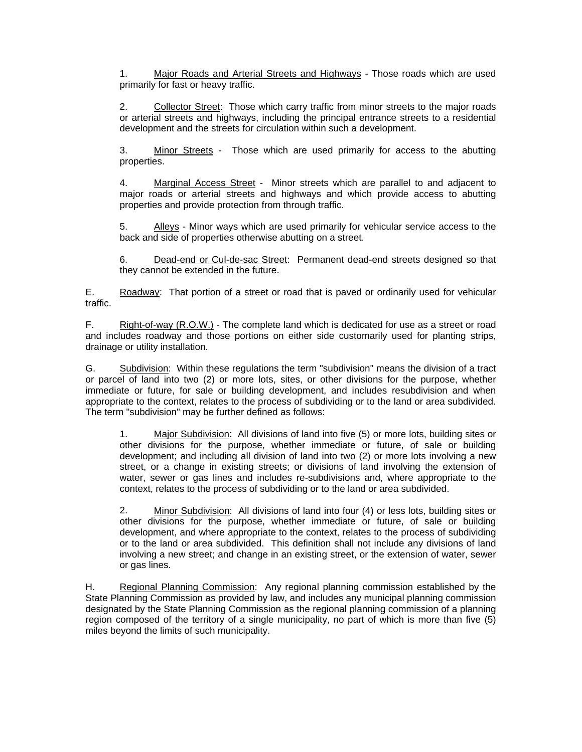1. Major Roads and Arterial Streets and Highways - Those roads which are used primarily for fast or heavy traffic.

2. Collector Street: Those which carry traffic from minor streets to the major roads or arterial streets and highways, including the principal entrance streets to a residential development and the streets for circulation within such a development.

3. Minor Streets - Those which are used primarily for access to the abutting properties.

4. Marginal Access Street - Minor streets which are parallel to and adjacent to major roads or arterial streets and highways and which provide access to abutting properties and provide protection from through traffic.

5. Alleys - Minor ways which are used primarily for vehicular service access to the back and side of properties otherwise abutting on a street.

6. Dead-end or Cul-de-sac Street: Permanent dead-end streets designed so that they cannot be extended in the future.

E. Roadway: That portion of a street or road that is paved or ordinarily used for vehicular traffic.

F. Right-of-way (R.O.W.) - The complete land which is dedicated for use as a street or road and includes roadway and those portions on either side customarily used for planting strips, drainage or utility installation.

G. Subdivision: Within these regulations the term "subdivision" means the division of a tract or parcel of land into two (2) or more lots, sites, or other divisions for the purpose, whether immediate or future, for sale or building development, and includes resubdivision and when appropriate to the context, relates to the process of subdividing or to the land or area subdivided. The term "subdivision" may be further defined as follows:

1. Major Subdivision: All divisions of land into five (5) or more lots, building sites or other divisions for the purpose, whether immediate or future, of sale or building development; and including all division of land into two (2) or more lots involving a new street, or a change in existing streets; or divisions of land involving the extension of water, sewer or gas lines and includes re-subdivisions and, where appropriate to the context, relates to the process of subdividing or to the land or area subdivided.

2. Minor Subdivision: All divisions of land into four (4) or less lots, building sites or other divisions for the purpose, whether immediate or future, of sale or building development, and where appropriate to the context, relates to the process of subdividing or to the land or area subdivided. This definition shall not include any divisions of land involving a new street; and change in an existing street, or the extension of water, sewer or gas lines.

H. Regional Planning Commission: Any regional planning commission established by the State Planning Commission as provided by law, and includes any municipal planning commission designated by the State Planning Commission as the regional planning commission of a planning region composed of the territory of a single municipality, no part of which is more than five (5) miles beyond the limits of such municipality.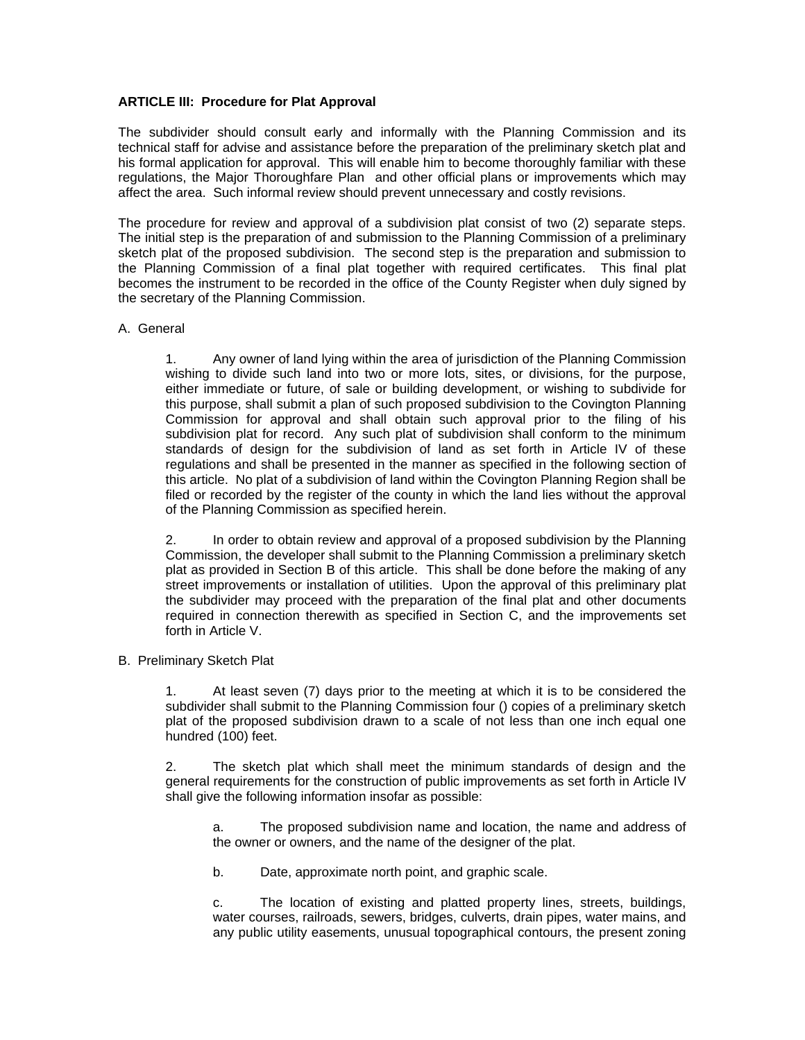**ARTICLE III: Procedure for Plat Approval**

The subdivider should consult early and informally with the Planning Commission and its technical staff for advise and assistance before the preparation of the preliminary sketch plat and his formal application for approval. This will enable him to become thoroughly familiar with these regulations, the Major Thoroughfare Plan and other official plans or improvements which may affect the area. Such informal review should prevent unnecessary and costly revisions.

The procedure for review and approval of a subdivision plat consist of two (2) separate steps. The initial step is the preparation of and submission to the Planning Commission of a preliminary sketch plat of the proposed subdivision. The second step is the preparation and submission to the Planning Commission of a final plat together with required certificates. This final plat becomes the instrument to be recorded in the office of the County Register when duly signed by the secretary of the Planning Commission.

A. General

1. Any owner of land lying within the area of jurisdiction of the Planning Commission wishing to divide such land into two or more lots, sites, or divisions, for the purpose, either immediate or future, of sale or building development, or wishing to subdivide for this purpose, shall submit a plan of such proposed subdivision to the Covington Planning Commission for approval and shall obtain such approval prior to the filing of his subdivision plat for record. Any such plat of subdivision shall conform to the minimum standards of design for the subdivision of land as set forth in Article IV of these regulations and shall be presented in the manner as specified in the following section of this article. No plat of a subdivision of land within the Covington Planning Region shall be filed or recorded by the register of the county in which the land lies without the approval of the Planning Commission as specified herein.

2. In order to obtain review and approval of a proposed subdivision by the Planning Commission, the developer shall submit to the Planning Commission a preliminary sketch plat as provided in Section B of this article. This shall be done before the making of any street improvements or installation of utilities. Upon the approval of this preliminary plat the subdivider may proceed with the preparation of the final plat and other documents required in connection therewith as specified in Section C, and the improvements set forth in Article V.

B. Preliminary Sketch Plat

1. At least seven (7) days prior to the meeting at which it is to be considered the subdivider shall submit to the Planning Commission four () copies of a preliminary sketch plat of the proposed subdivision drawn to a scale of not less than one inch equal one hundred (100) feet.

2. The sketch plat which shall meet the minimum standards of design and the general requirements for the construction of public improvements as set forth in Article IV shall give the following information insofar as possible:

a. The proposed subdivision name and location, the name and address of the owner or owners, and the name of the designer of the plat.

b. Date, approximate north point, and graphic scale.

c. The location of existing and platted property lines, streets, buildings, water courses, railroads, sewers, bridges, culverts, drain pipes, water mains, and any public utility easements, unusual topographical contours, the present zoning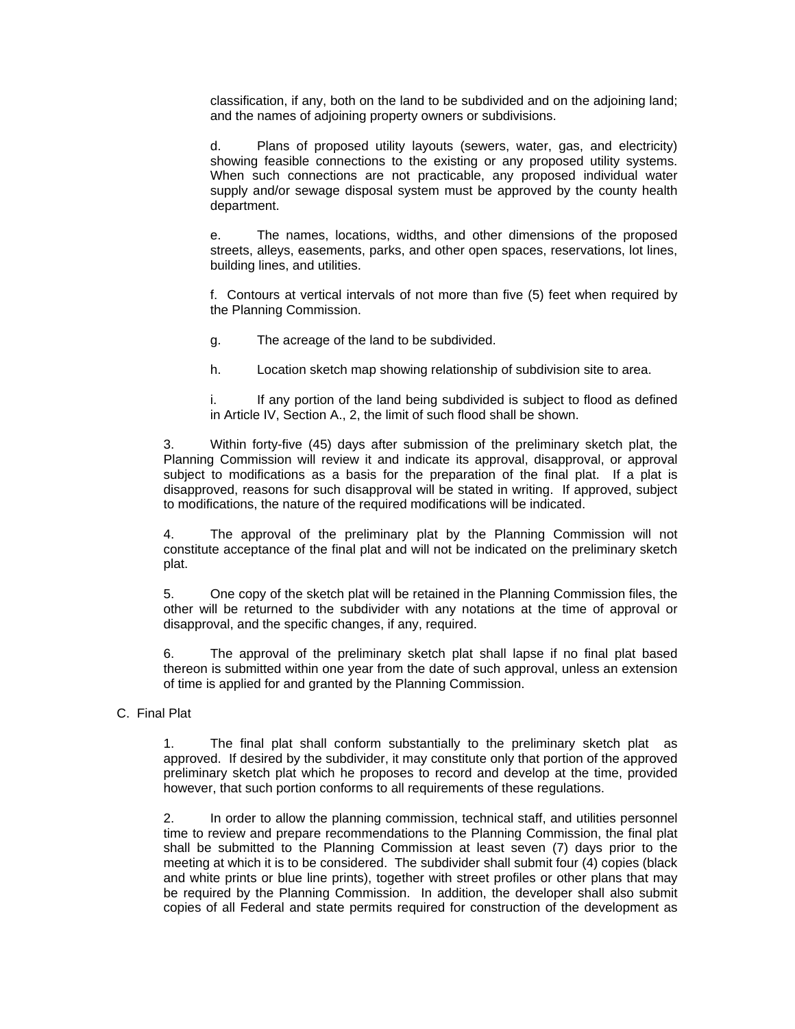classification, if any, both on the land to be subdivided and on the adjoining land; and the names of adjoining property owners or subdivisions.

d. Plans of proposed utility layouts (sewers, water, gas, and electricity) showing feasible connections to the existing or any proposed utility systems. When such connections are not practicable, any proposed individual water supply and/or sewage disposal system must be approved by the county health department.

e. The names, locations, widths, and other dimensions of the proposed streets, alleys, easements, parks, and other open spaces, reservations, lot lines, building lines, and utilities.

f. Contours at vertical intervals of not more than five (5) feet when required by the Planning Commission.

g. The acreage of the land to be subdivided.

h. Location sketch map showing relationship of subdivision site to area.

i. If any portion of the land being subdivided is subject to flood as defined in Article IV, Section A., 2, the limit of such flood shall be shown.

3. Within forty-five (45) days after submission of the preliminary sketch plat, the Planning Commission will review it and indicate its approval, disapproval, or approval subject to modifications as a basis for the preparation of the final plat. If a plat is disapproved, reasons for such disapproval will be stated in writing. If approved, subject to modifications, the nature of the required modifications will be indicated.

4. The approval of the preliminary plat by the Planning Commission will not constitute acceptance of the final plat and will not be indicated on the preliminary sketch plat.

5. One copy of the sketch plat will be retained in the Planning Commission files, the other will be returned to the subdivider with any notations at the time of approval or disapproval, and the specific changes, if any, required.

6. The approval of the preliminary sketch plat shall lapse if no final plat based thereon is submitted within one year from the date of such approval, unless an extension of time is applied for and granted by the Planning Commission.

C. Final Plat

1. The final plat shall conform substantially to the preliminary sketch plat as approved. If desired by the subdivider, it may constitute only that portion of the approved preliminary sketch plat which he proposes to record and develop at the time, provided however, that such portion conforms to all requirements of these regulations.

2. In order to allow the planning commission, technical staff, and utilities personnel time to review and prepare recommendations to the Planning Commission, the final plat shall be submitted to the Planning Commission at least seven (7) days prior to the meeting at which it is to be considered. The subdivider shall submit four (4) copies (black and white prints or blue line prints), together with street profiles or other plans that may be required by the Planning Commission. In addition, the developer shall also submit copies of all Federal and state permits required for construction of the development as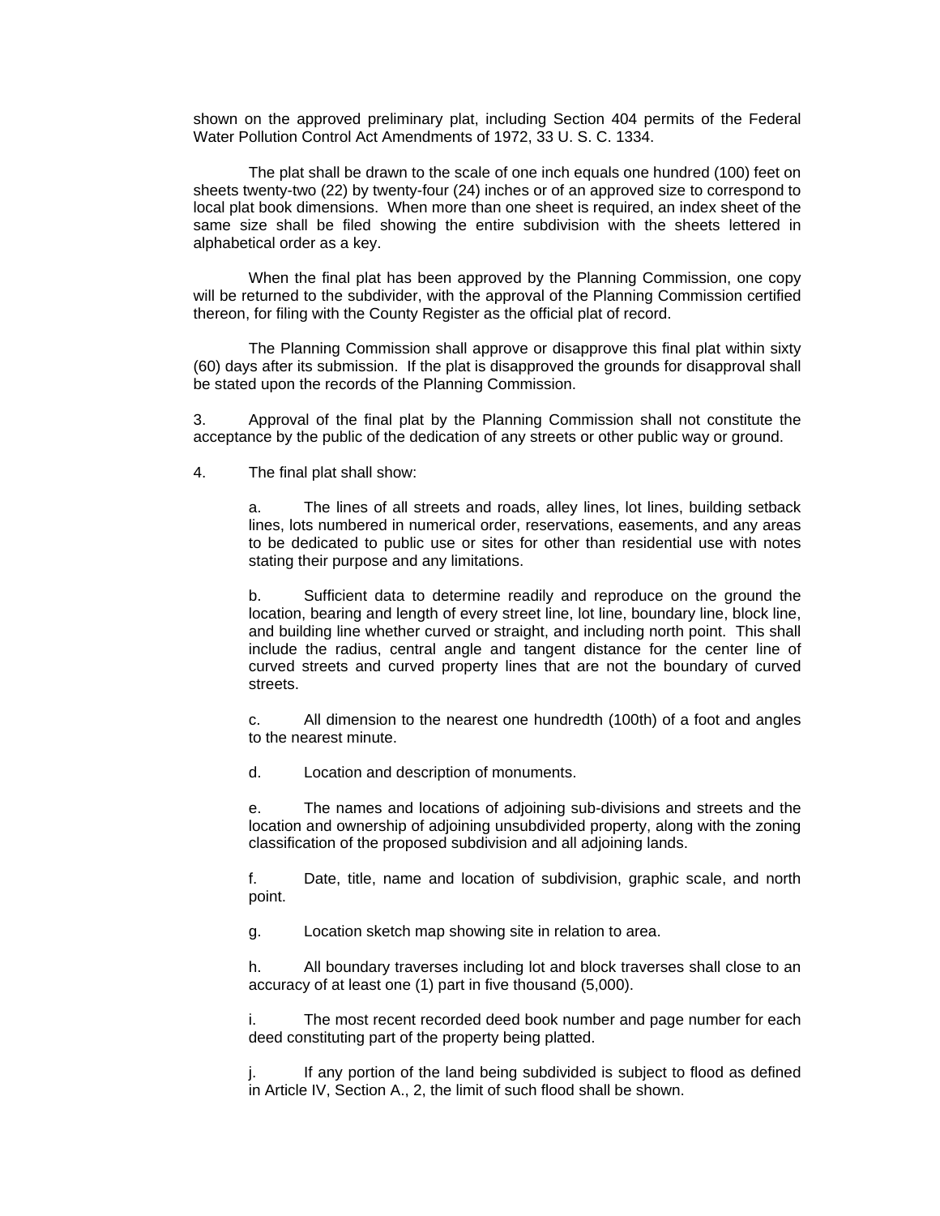shown on the approved preliminary plat, including Section 404 permits of the Federal Water Pollution Control Act Amendments of 1972, 33 U. S. C. 1334.

The plat shall be drawn to the scale of one inch equals one hundred (100) feet on sheets twenty-two (22) by twenty-four (24) inches or of an approved size to correspond to local plat book dimensions. When more than one sheet is required, an index sheet of the same size shall be filed showing the entire subdivision with the sheets lettered in alphabetical order as a key.

When the final plat has been approved by the Planning Commission, one copy will be returned to the subdivider, with the approval of the Planning Commission certified thereon, for filing with the County Register as the official plat of record.

The Planning Commission shall approve or disapprove this final plat within sixty (60) days after its submission. If the plat is disapproved the grounds for disapproval shall be stated upon the records of the Planning Commission.

3. Approval of the final plat by the Planning Commission shall not constitute the acceptance by the public of the dedication of any streets or other public way or ground.

4. The final plat shall show:

   a. The lines of all streets and roads, alley lines, lot lines, building setback lines, lots numbered in numerical order, reservations, easements, and any areas to be dedicated to public use or sites for other than residential use with notes stating their purpose and any limitations.

   b. Sufficient data to determine readily and reproduce on the ground the location, bearing and length of every street line, lot line, boundary line, block line, and building line whether curved or straight, and including north point. This shall include the radius, central angle and tangent distance for the center line of curved streets and curved property lines that are not the boundary of curved streets.

   c. All dimension to the nearest one hundredth (100th) of a foot and angles to the nearest minute.

   d. Location and description of monuments.

   e. The names and locations of adjoining sub-divisions and streets and the location and ownership of adjoining unsubdivided property, along with the zoning classification of the proposed subdivision and all adjoining lands.

   f. Date, title, name and location of subdivision, graphic scale, and north point.

   g. Location sketch map showing site in relation to area.

   h. All boundary traverses including lot and block traverses shall close to an accuracy of at least one (1) part in five thousand (5,000).

   i. The most recent recorded deed book number and page number for each deed constituting part of the property being platted.

   j. If any portion of the land being subdivided is subject to flood as defined in Article IV, Section A., 2, the limit of such flood shall be shown.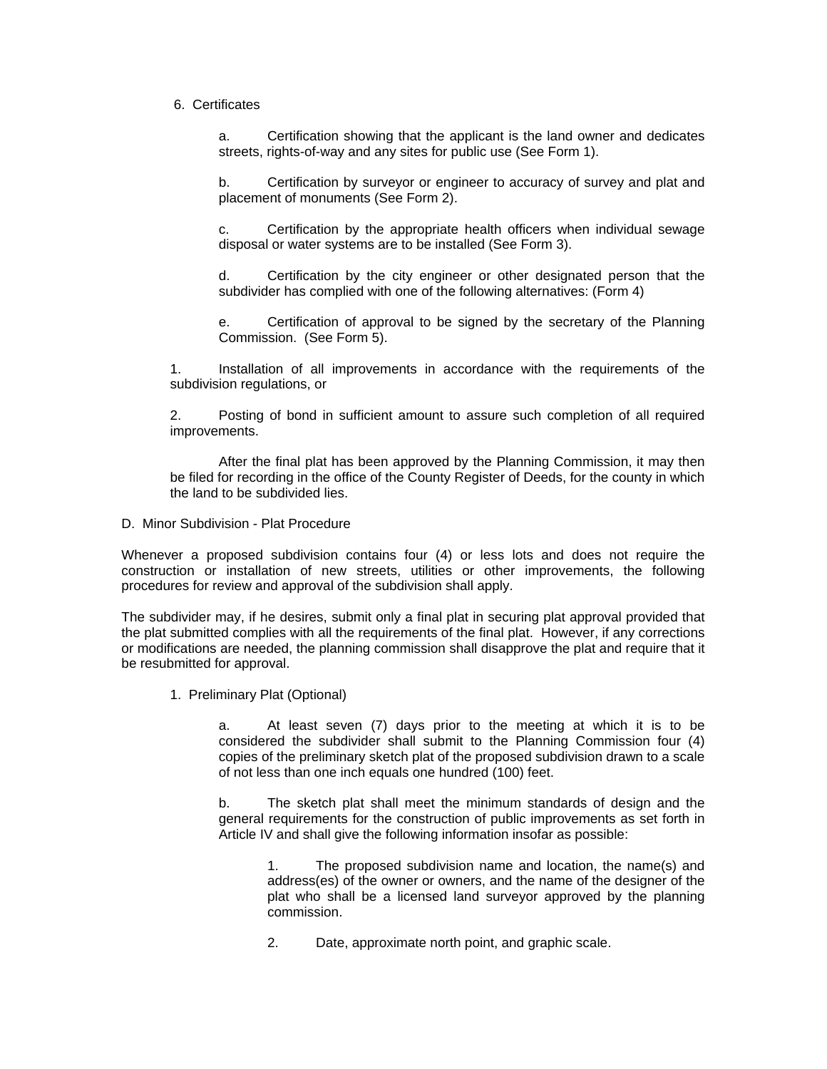6. Certificates

a. Certification showing that the applicant is the land owner and dedicates streets, rights-of-way and any sites for public use (See Form 1).

b. Certification by surveyor or engineer to accuracy of survey and plat and placement of monuments (See Form 2).

c. Certification by the appropriate health officers when individual sewage disposal or water systems are to be installed (See Form 3).

d. Certification by the city engineer or other designated person that the subdivider has complied with one of the following alternatives: (Form 4)

e. Certification of approval to be signed by the secretary of the Planning Commission. (See Form 5).

1. Installation of all improvements in accordance with the requirements of the subdivision regulations, or

2. Posting of bond in sufficient amount to assure such completion of all required improvements.

After the final plat has been approved by the Planning Commission, it may then be filed for recording in the office of the County Register of Deeds, for the county in which the land to be subdivided lies.

D. Minor Subdivision - Plat Procedure

Whenever a proposed subdivision contains four (4) or less lots and does not require the construction or installation of new streets, utilities or other improvements, the following procedures for review and approval of the subdivision shall apply.

The subdivider may, if he desires, submit only a final plat in securing plat approval provided that the plat submitted complies with all the requirements of the final plat. However, if any corrections or modifications are needed, the planning commission shall disapprove the plat and require that it be resubmitted for approval.

1. Preliminary Plat (Optional)

a. At least seven (7) days prior to the meeting at which it is to be considered the subdivider shall submit to the Planning Commission four (4) copies of the preliminary sketch plat of the proposed subdivision drawn to a scale of not less than one inch equals one hundred (100) feet.

b. The sketch plat shall meet the minimum standards of design and the general requirements for the construction of public improvements as set forth in Article IV and shall give the following information insofar as possible:

1. The proposed subdivision name and location, the name(s) and address(es) of the owner or owners, and the name of the designer of the plat who shall be a licensed land surveyor approved by the planning commission.

2. Date, approximate north point, and graphic scale.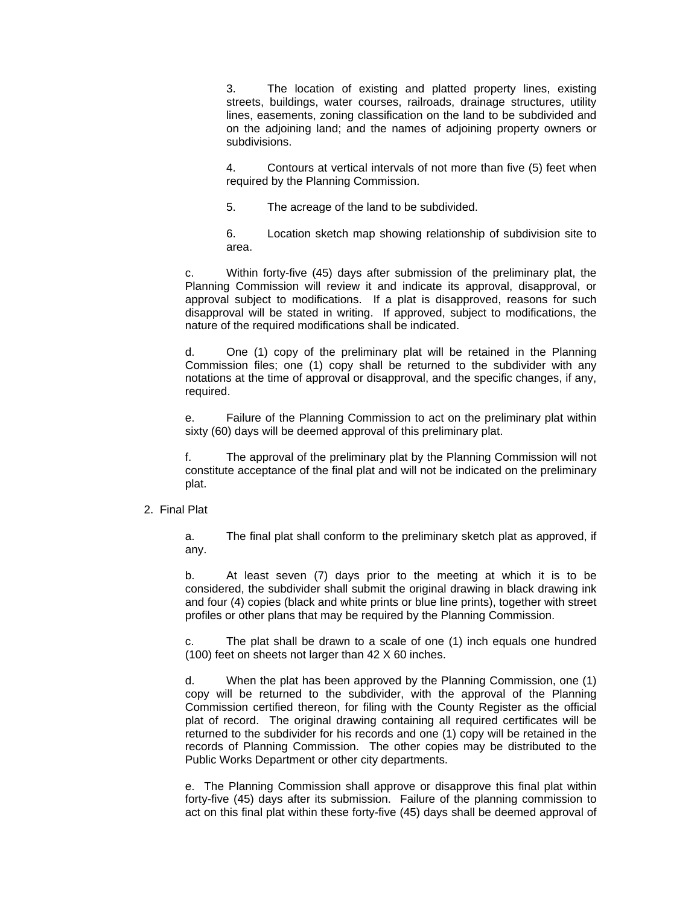3. The location of existing and platted property lines, existing streets, buildings, water courses, railroads, drainage structures, utility lines, easements, zoning classification on the land to be subdivided and on the adjoining land; and the names of adjoining property owners or subdivisions.

4. Contours at vertical intervals of not more than five (5) feet when required by the Planning Commission.

5. The acreage of the land to be subdivided.

6. Location sketch map showing relationship of subdivision site to area.

c. Within forty-five (45) days after submission of the preliminary plat, the Planning Commission will review it and indicate its approval, disapproval, or approval subject to modifications. If a plat is disapproved, reasons for such disapproval will be stated in writing. If approved, subject to modifications, the nature of the required modifications shall be indicated.

d. One (1) copy of the preliminary plat will be retained in the Planning Commission files; one (1) copy shall be returned to the subdivider with any notations at the time of approval or disapproval, and the specific changes, if any, required.

e. Failure of the Planning Commission to act on the preliminary plat within sixty (60) days will be deemed approval of this preliminary plat.

f. The approval of the preliminary plat by the Planning Commission will not constitute acceptance of the final plat and will not be indicated on the preliminary plat.

2. Final Plat

a. The final plat shall conform to the preliminary sketch plat as approved, if any.

b. At least seven (7) days prior to the meeting at which it is to be considered, the subdivider shall submit the original drawing in black drawing ink and four (4) copies (black and white prints or blue line prints), together with street profiles or other plans that may be required by the Planning Commission.

c. The plat shall be drawn to a scale of one (1) inch equals one hundred (100) feet on sheets not larger than 42 X 60 inches.

d. When the plat has been approved by the Planning Commission, one (1) copy will be returned to the subdivider, with the approval of the Planning Commission certified thereon, for filing with the County Register as the official plat of record. The original drawing containing all required certificates will be returned to the subdivider for his records and one (1) copy will be retained in the records of Planning Commission. The other copies may be distributed to the Public Works Department or other city departments.

e. The Planning Commission shall approve or disapprove this final plat within forty-five (45) days after its submission. Failure of the planning commission to act on this final plat within these forty-five (45) days shall be deemed approval of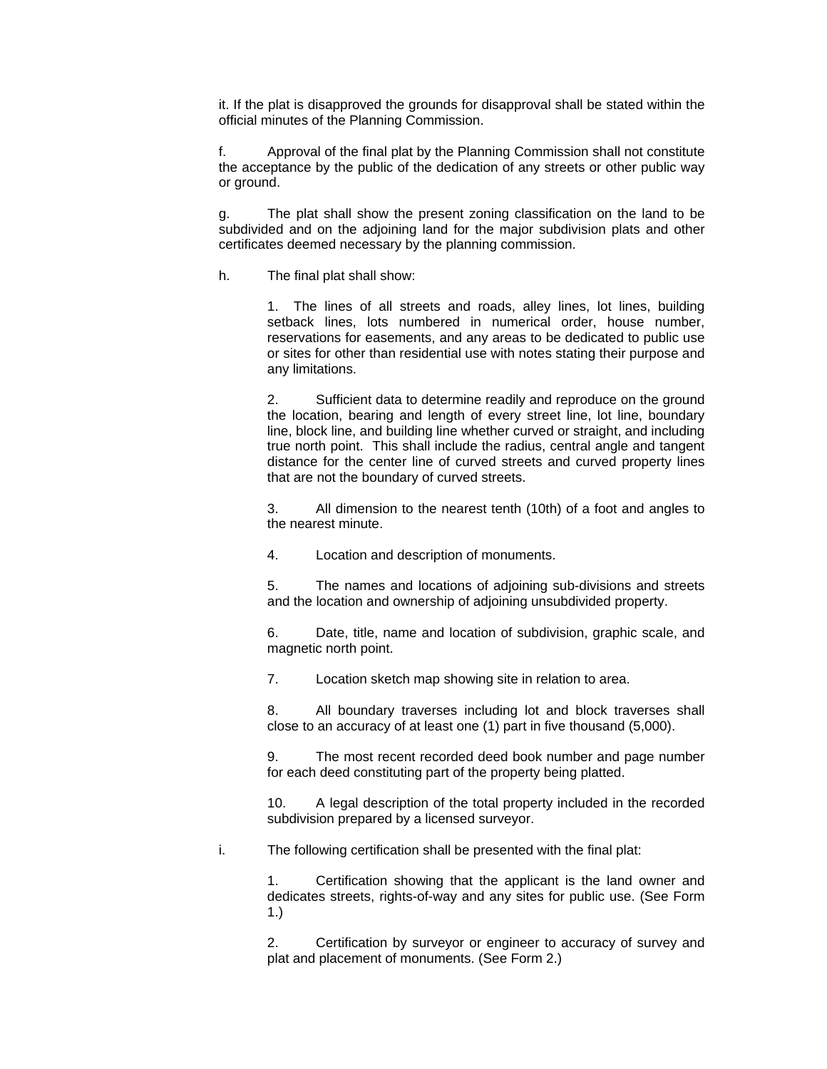it. If the plat is disapproved the grounds for disapproval shall be stated within the official minutes of the Planning Commission.

f. Approval of the final plat by the Planning Commission shall not constitute the acceptance by the public of the dedication of any streets or other public way or ground.

g. The plat shall show the present zoning classification on the land to be subdivided and on the adjoining land for the major subdivision plats and other certificates deemed necessary by the planning commission.

h. The final plat shall show:

1. The lines of all streets and roads, alley lines, lot lines, building setback lines, lots numbered in numerical order, house number, reservations for easements, and any areas to be dedicated to public use or sites for other than residential use with notes stating their purpose and any limitations.

2. Sufficient data to determine readily and reproduce on the ground the location, bearing and length of every street line, lot line, boundary line, block line, and building line whether curved or straight, and including true north point. This shall include the radius, central angle and tangent distance for the center line of curved streets and curved property lines that are not the boundary of curved streets.

3. All dimension to the nearest tenth (10th) of a foot and angles to the nearest minute.

4. Location and description of monuments.

5. The names and locations of adjoining sub-divisions and streets and the location and ownership of adjoining unsubdivided property.

6. Date, title, name and location of subdivision, graphic scale, and magnetic north point.

7. Location sketch map showing site in relation to area.

8. All boundary traverses including lot and block traverses shall close to an accuracy of at least one (1) part in five thousand (5,000).

9. The most recent recorded deed book number and page number for each deed constituting part of the property being platted.

10. A legal description of the total property included in the recorded subdivision prepared by a licensed surveyor.

i. The following certification shall be presented with the final plat:

1. Certification showing that the applicant is the land owner and dedicates streets, rights-of-way and any sites for public use. (See Form 1.)

2. Certification by surveyor or engineer to accuracy of survey and plat and placement of monuments. (See Form 2.)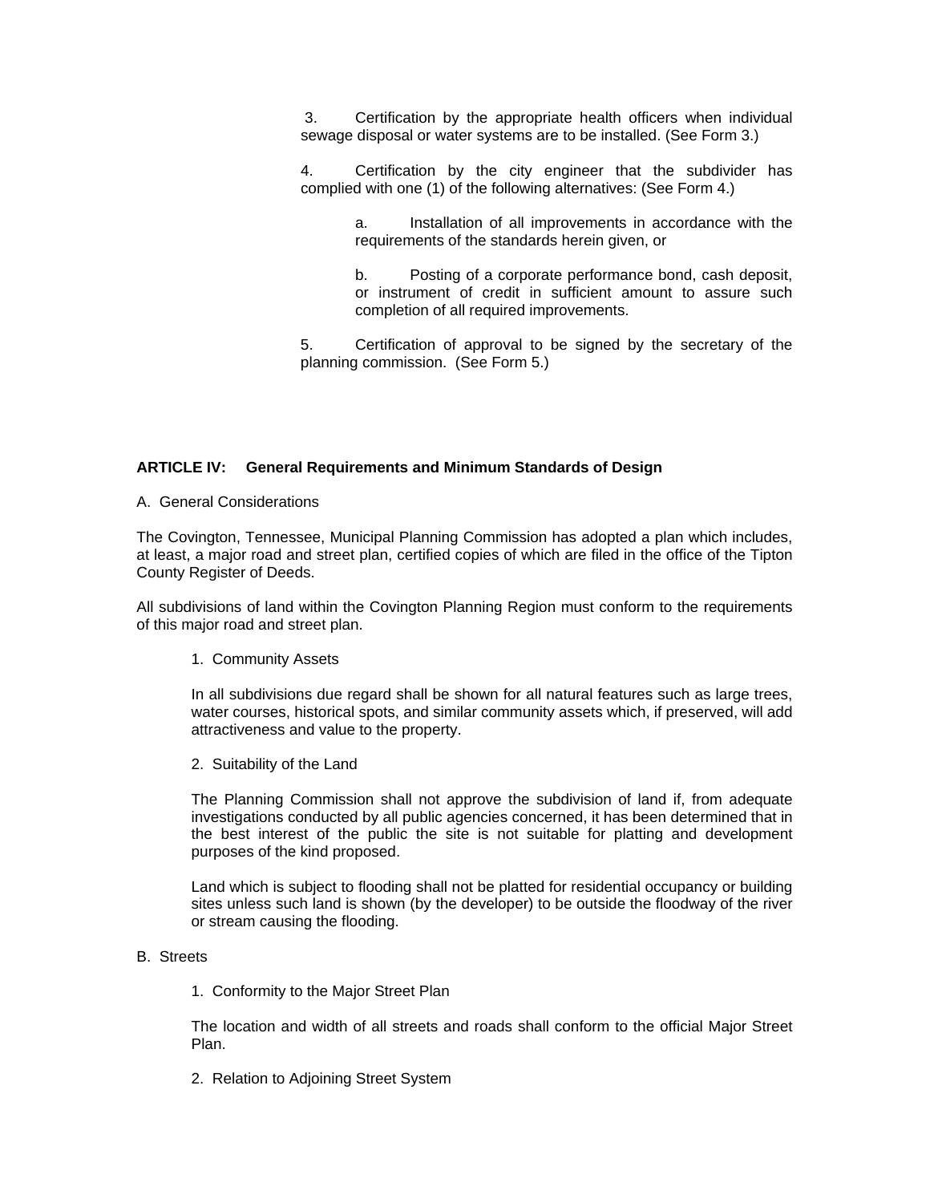3. Certification by the appropriate health officers when individual sewage disposal or water systems are to be installed. (See Form 3.)

4. Certification by the city engineer that the subdivider has complied with one (1) of the following alternatives: (See Form 4.)

   a. Installation of all improvements in accordance with the requirements of the standards herein given, or

   b. Posting of a corporate performance bond, cash deposit, or instrument of credit in sufficient amount to assure such completion of all required improvements.

5. Certification of approval to be signed by the secretary of the planning commission. (See Form 5.)

## ARTICLE IV: General Requirements and Minimum Standards of Design

A. General Considerations

The Covington, Tennessee, Municipal Planning Commission has adopted a plan which includes, at least, a major road and street plan, certified copies of which are filed in the office of the Tipton County Register of Deeds.

All subdivisions of land within the Covington Planning Region must conform to the requirements of this major road and street plan.

1. Community Assets

In all subdivisions due regard shall be shown for all natural features such as large trees, water courses, historical spots, and similar community assets which, if preserved, will add attractiveness and value to the property.

2. Suitability of the Land

The Planning Commission shall not approve the subdivision of land if, from adequate investigations conducted by all public agencies concerned, it has been determined that in the best interest of the public the site is not suitable for platting and development purposes of the kind proposed.

Land which is subject to flooding shall not be platted for residential occupancy or building sites unless such land is shown (by the developer) to be outside the floodway of the river or stream causing the flooding.

B. Streets

1. Conformity to the Major Street Plan

The location and width of all streets and roads shall conform to the official Major Street Plan.

2. Relation to Adjoining Street System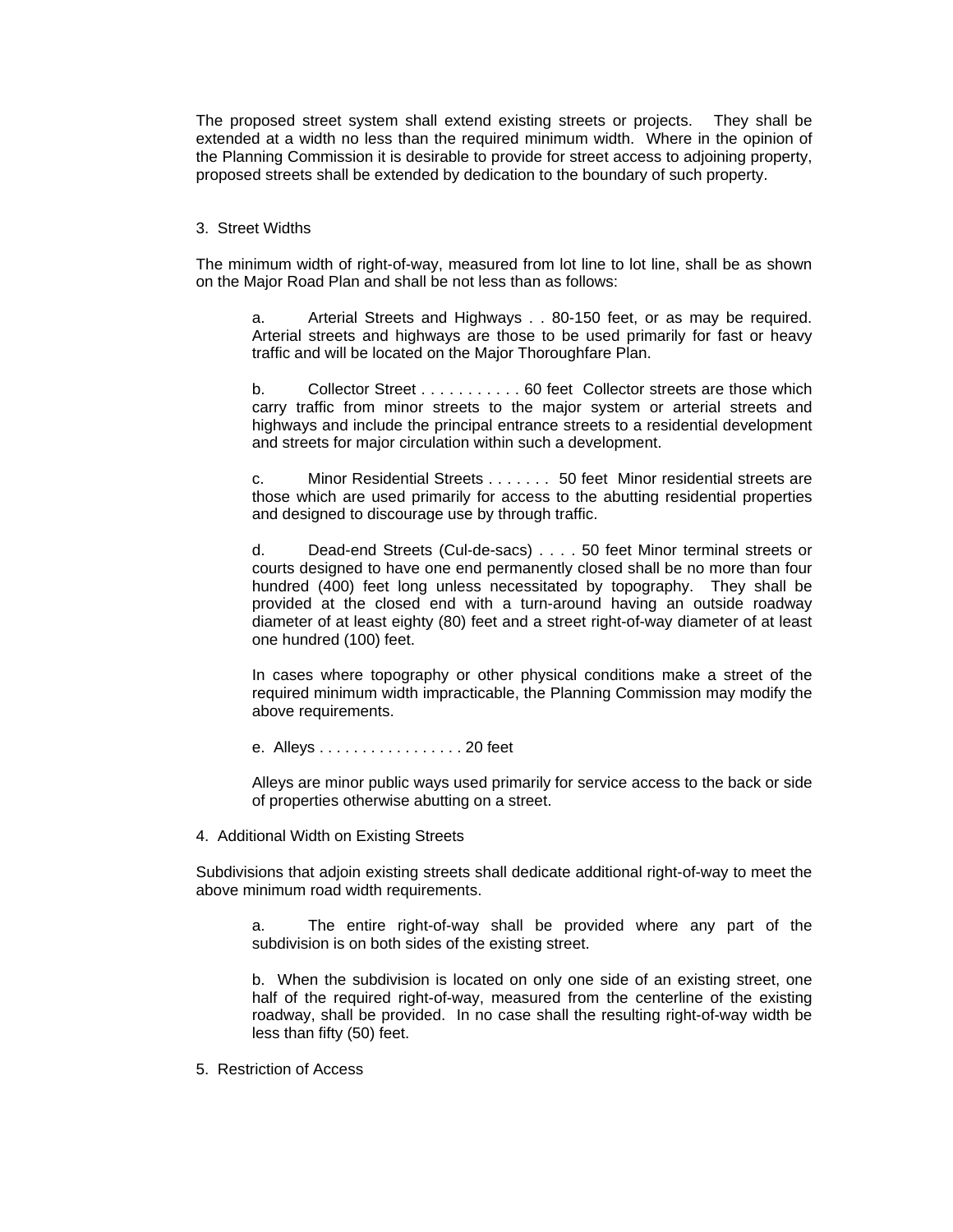The proposed street system shall extend existing streets or projects. They shall be extended at a width no less than the required minimum width. Where in the opinion of the Planning Commission it is desirable to provide for street access to adjoining property, proposed streets shall be extended by dedication to the boundary of such property.

3. Street Widths

The minimum width of right-of-way, measured from lot line to lot line, shall be as shown on the Major Road Plan and shall be not less than as follows:

a. Arterial Streets and Highways . . 80-150 feet, or as may be required. Arterial streets and highways are those to be used primarily for fast or heavy traffic and will be located on the Major Thoroughfare Plan.

b. Collector Street . . . . . . . . . . . 60 feet Collector streets are those which carry traffic from minor streets to the major system or arterial streets and highways and include the principal entrance streets to a residential development and streets for major circulation within such a development.

c. Minor Residential Streets . . . . . . . 50 feet Minor residential streets are those which are used primarily for access to the abutting residential properties and designed to discourage use by through traffic.

d. Dead-end Streets (Cul-de-sacs) . . . . 50 feet Minor terminal streets or courts designed to have one end permanently closed shall be no more than four hundred (400) feet long unless necessitated by topography. They shall be provided at the closed end with a turn-around having an outside roadway diameter of at least eighty (80) feet and a street right-of-way diameter of at least one hundred (100) feet.

In cases where topography or other physical conditions make a street of the required minimum width impracticable, the Planning Commission may modify the above requirements.

e. Alleys . . . . . . . . . . . . . . . . . 20 feet

Alleys are minor public ways used primarily for service access to the back or side of properties otherwise abutting on a street.

4. Additional Width on Existing Streets

Subdivisions that adjoin existing streets shall dedicate additional right-of-way to meet the above minimum road width requirements.

a. The entire right-of-way shall be provided where any part of the subdivision is on both sides of the existing street.

b. When the subdivision is located on only one side of an existing street, one half of the required right-of-way, measured from the centerline of the existing roadway, shall be provided. In no case shall the resulting right-of-way width be less than fifty (50) feet.

5. Restriction of Access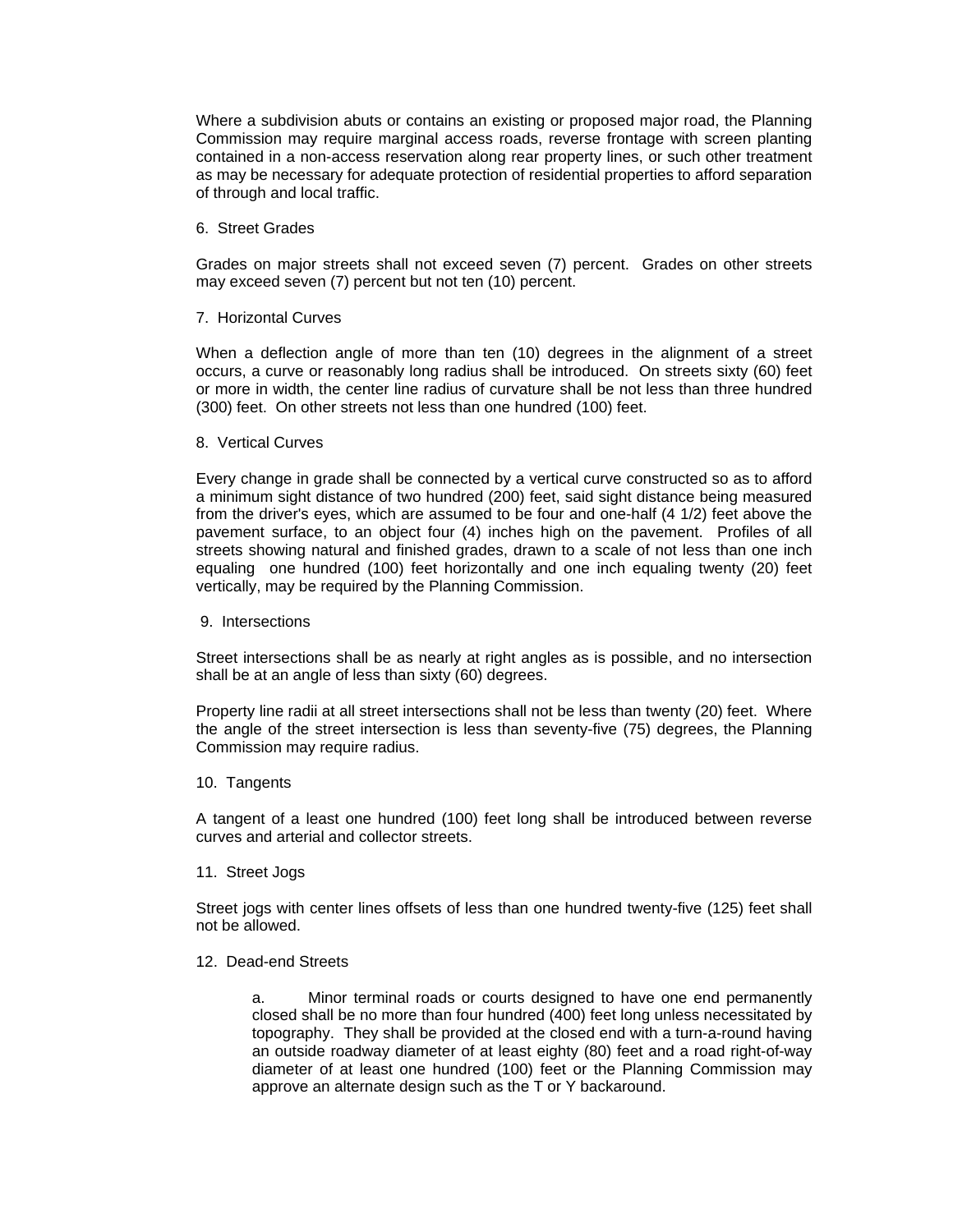Where a subdivision abuts or contains an existing or proposed major road, the Planning Commission may require marginal access roads, reverse frontage with screen planting contained in a non-access reservation along rear property lines, or such other treatment as may be necessary for adequate protection of residential properties to afford separation of through and local traffic.

6. Street Grades

Grades on major streets shall not exceed seven (7) percent. Grades on other streets may exceed seven (7) percent but not ten (10) percent.

7. Horizontal Curves

When a deflection angle of more than ten (10) degrees in the alignment of a street occurs, a curve or reasonably long radius shall be introduced. On streets sixty (60) feet or more in width, the center line radius of curvature shall be not less than three hundred (300) feet. On other streets not less than one hundred (100) feet.

8. Vertical Curves

Every change in grade shall be connected by a vertical curve constructed so as to afford a minimum sight distance of two hundred (200) feet, said sight distance being measured from the driver's eyes, which are assumed to be four and one-half (4 1/2) feet above the pavement surface, to an object four (4) inches high on the pavement. Profiles of all streets showing natural and finished grades, drawn to a scale of not less than one inch equaling one hundred (100) feet horizontally and one inch equaling twenty (20) feet vertically, may be required by the Planning Commission.

9. Intersections

Street intersections shall be as nearly at right angles as is possible, and no intersection shall be at an angle of less than sixty (60) degrees.

Property line radii at all street intersections shall not be less than twenty (20) feet. Where the angle of the street intersection is less than seventy-five (75) degrees, the Planning Commission may require radius.

10. Tangents

A tangent of a least one hundred (100) feet long shall be introduced between reverse curves and arterial and collector streets.

11. Street Jogs

Street jogs with center lines offsets of less than one hundred twenty-five (125) feet shall not be allowed.

12. Dead-end Streets

a. Minor terminal roads or courts designed to have one end permanently closed shall be no more than four hundred (400) feet long unless necessitated by topography. They shall be provided at the closed end with a turn-a-round having an outside roadway diameter of at least eighty (80) feet and a road right-of-way diameter of at least one hundred (100) feet or the Planning Commission may approve an alternate design such as the T or Y backaround.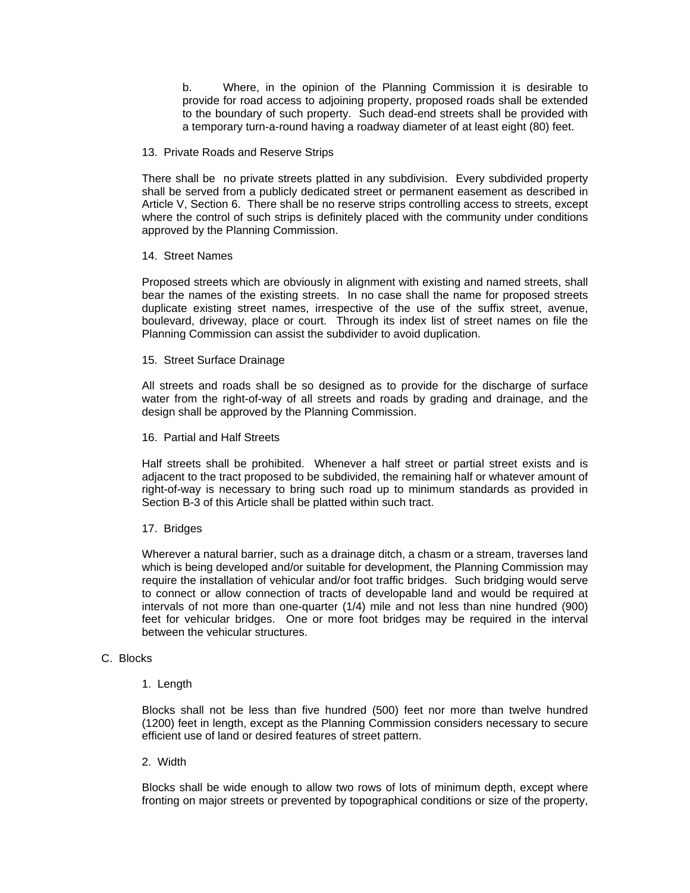b. Where, in the opinion of the Planning Commission it is desirable to provide for road access to adjoining property, proposed roads shall be extended to the boundary of such property. Such dead-end streets shall be provided with a temporary turn-a-round having a roadway diameter of at least eight (80) feet.

13. Private Roads and Reserve Strips

There shall be no private streets platted in any subdivision. Every subdivided property shall be served from a publicly dedicated street or permanent easement as described in Article V, Section 6. There shall be no reserve strips controlling access to streets, except where the control of such strips is definitely placed with the community under conditions approved by the Planning Commission.

14. Street Names

Proposed streets which are obviously in alignment with existing and named streets, shall bear the names of the existing streets. In no case shall the name for proposed streets duplicate existing street names, irrespective of the use of the suffix street, avenue, boulevard, driveway, place or court. Through its index list of street names on file the Planning Commission can assist the subdivider to avoid duplication.

15. Street Surface Drainage

All streets and roads shall be so designed as to provide for the discharge of surface water from the right-of-way of all streets and roads by grading and drainage, and the design shall be approved by the Planning Commission.

16. Partial and Half Streets

Half streets shall be prohibited. Whenever a half street or partial street exists and is adjacent to the tract proposed to be subdivided, the remaining half or whatever amount of right-of-way is necessary to bring such road up to minimum standards as provided in Section B-3 of this Article shall be platted within such tract.

17. Bridges

Wherever a natural barrier, such as a drainage ditch, a chasm or a stream, traverses land which is being developed and/or suitable for development, the Planning Commission may require the installation of vehicular and/or foot traffic bridges. Such bridging would serve to connect or allow connection of tracts of developable land and would be required at intervals of not more than one-quarter (1/4) mile and not less than nine hundred (900) feet for vehicular bridges. One or more foot bridges may be required in the interval between the vehicular structures.

C. Blocks

1. Length

Blocks shall not be less than five hundred (500) feet nor more than twelve hundred (1200) feet in length, except as the Planning Commission considers necessary to secure efficient use of land or desired features of street pattern.

2. Width

Blocks shall be wide enough to allow two rows of lots of minimum depth, except where fronting on major streets or prevented by topographical conditions or size of the property,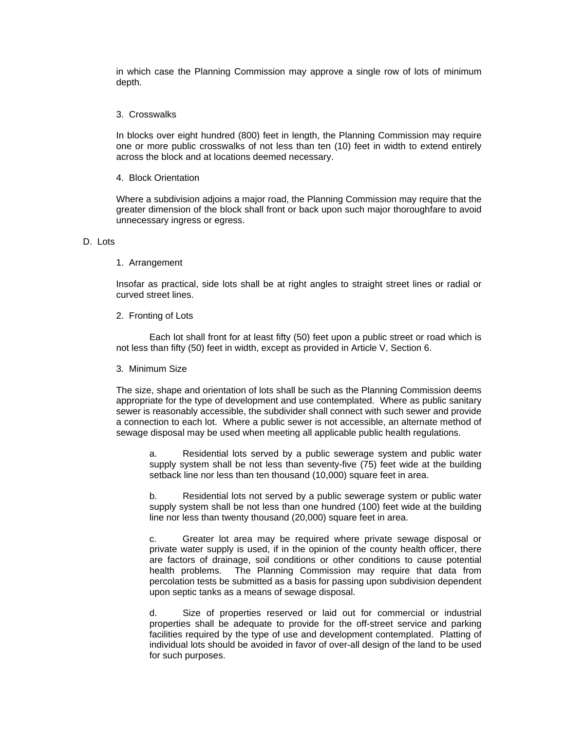in which case the Planning Commission may approve a single row of lots of minimum depth.

3. Crosswalks

In blocks over eight hundred (800) feet in length, the Planning Commission may require one or more public crosswalks of not less than ten (10) feet in width to extend entirely across the block and at locations deemed necessary.

4. Block Orientation

Where a subdivision adjoins a major road, the Planning Commission may require that the greater dimension of the block shall front or back upon such major thoroughfare to avoid unnecessary ingress or egress.

D. Lots

1. Arrangement

Insofar as practical, side lots shall be at right angles to straight street lines or radial or curved street lines.

2. Fronting of Lots

Each lot shall front for at least fifty (50) feet upon a public street or road which is not less than fifty (50) feet in width, except as provided in Article V, Section 6.

3. Minimum Size

The size, shape and orientation of lots shall be such as the Planning Commission deems appropriate for the type of development and use contemplated. Where as public sanitary sewer is reasonably accessible, the subdivider shall connect with such sewer and provide a connection to each lot. Where a public sewer is not accessible, an alternate method of sewage disposal may be used when meeting all applicable public health regulations.

a. Residential lots served by a public sewerage system and public water supply system shall be not less than seventy-five (75) feet wide at the building setback line nor less than ten thousand (10,000) square feet in area.

b. Residential lots not served by a public sewerage system or public water supply system shall be not less than one hundred (100) feet wide at the building line nor less than twenty thousand (20,000) square feet in area.

c. Greater lot area may be required where private sewage disposal or private water supply is used, if in the opinion of the county health officer, there are factors of drainage, soil conditions or other conditions to cause potential health problems. The Planning Commission may require that data from percolation tests be submitted as a basis for passing upon subdivision dependent upon septic tanks as a means of sewage disposal.

d. Size of properties reserved or laid out for commercial or industrial properties shall be adequate to provide for the off-street service and parking facilities required by the type of use and development contemplated. Platting of individual lots should be avoided in favor of over-all design of the land to be used for such purposes.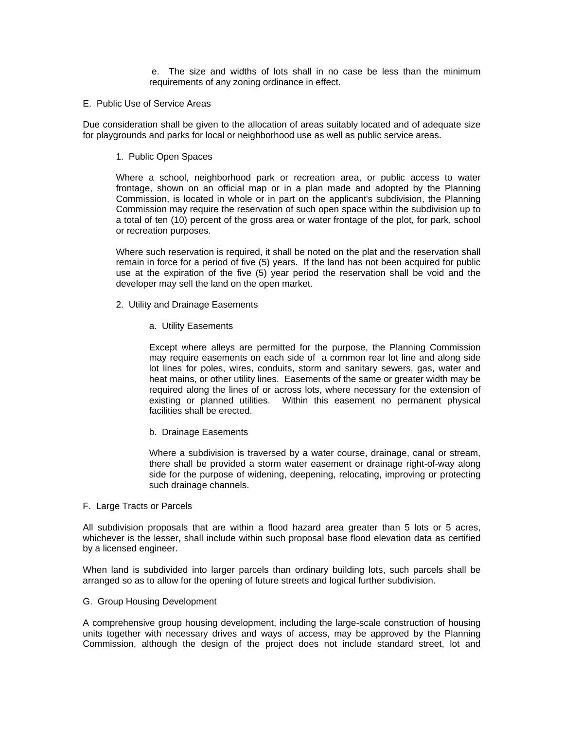e. The size and widths of lots shall in no case be less than the minimum requirements of any zoning ordinance in effect.

E. Public Use of Service Areas

Due consideration shall be given to the allocation of areas suitably located and of adequate size for playgrounds and parks for local or neighborhood use as well as public service areas.

1. Public Open Spaces

Where a school, neighborhood park or recreation area, or public access to water frontage, shown on an official map or in a plan made and adopted by the Planning Commission, is located in whole or in part on the applicant's subdivision, the Planning Commission may require the reservation of such open space within the subdivision up to a total of ten (10) percent of the gross area or water frontage of the plot, for park, school or recreation purposes.

Where such reservation is required, it shall be noted on the plat and the reservation shall remain in force for a period of five (5) years. If the land has not been acquired for public use at the expiration of the five (5) year period the reservation shall be void and the developer may sell the land on the open market.

2. Utility and Drainage Easements

a. Utility Easements

Except where alleys are permitted for the purpose, the Planning Commission may require easements on each side of a common rear lot line and along side lot lines for poles, wires, conduits, storm and sanitary sewers, gas, water and heat mains, or other utility lines. Easements of the same or greater width may be required along the lines of or across lots, where necessary for the extension of existing or planned utilities. Within this easement no permanent physical facilities shall be erected.

b. Drainage Easements

Where a subdivision is traversed by a water course, drainage, canal or stream, there shall be provided a storm water easement or drainage right-of-way along side for the purpose of widening, deepening, relocating, improving or protecting such drainage channels.

F. Large Tracts or Parcels

All subdivision proposals that are within a flood hazard area greater than 5 lots or 5 acres, whichever is the lesser, shall include within such proposal base flood elevation data as certified by a licensed engineer.

When land is subdivided into larger parcels than ordinary building lots, such parcels shall be arranged so as to allow for the opening of future streets and logical further subdivision.

G. Group Housing Development

A comprehensive group housing development, including the large-scale construction of housing units together with necessary drives and ways of access, may be approved by the Planning Commission, although the design of the project does not include standard street, lot and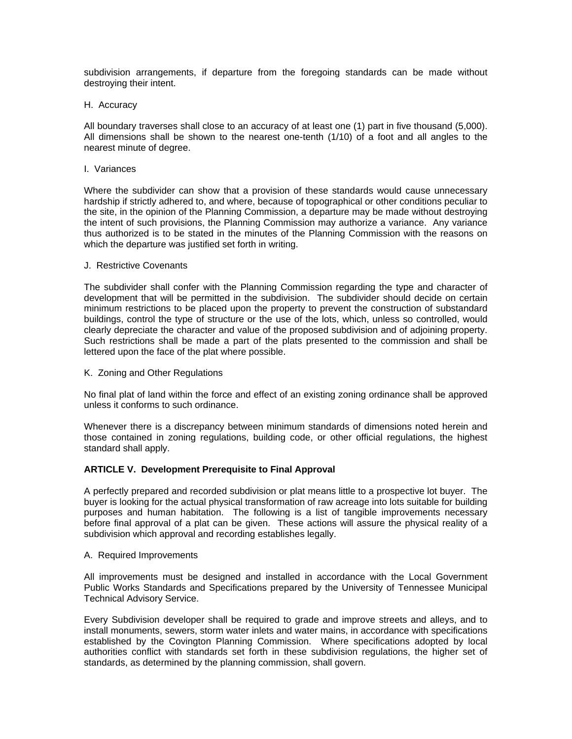subdivision arrangements, if departure from the foregoing standards can be made without destroying their intent.

H. Accuracy

All boundary traverses shall close to an accuracy of at least one (1) part in five thousand (5,000). All dimensions shall be shown to the nearest one-tenth (1/10) of a foot and all angles to the nearest minute of degree.

I. Variances

Where the subdivider can show that a provision of these standards would cause unnecessary hardship if strictly adhered to, and where, because of topographical or other conditions peculiar to the site, in the opinion of the Planning Commission, a departure may be made without destroying the intent of such provisions, the Planning Commission may authorize a variance. Any variance thus authorized is to be stated in the minutes of the Planning Commission with the reasons on which the departure was justified set forth in writing.

J. Restrictive Covenants

The subdivider shall confer with the Planning Commission regarding the type and character of development that will be permitted in the subdivision. The subdivider should decide on certain minimum restrictions to be placed upon the property to prevent the construction of substandard buildings, control the type of structure or the use of the lots, which, unless so controlled, would clearly depreciate the character and value of the proposed subdivision and of adjoining property. Such restrictions shall be made a part of the plats presented to the commission and shall be lettered upon the face of the plat where possible.

K. Zoning and Other Regulations

No final plat of land within the force and effect of an existing zoning ordinance shall be approved unless it conforms to such ordinance.

Whenever there is a discrepancy between minimum standards of dimensions noted herein and those contained in zoning regulations, building code, or other official regulations, the highest standard shall apply.

## ARTICLE V. Development Prerequisite to Final Approval

A perfectly prepared and recorded subdivision or plat means little to a prospective lot buyer. The buyer is looking for the actual physical transformation of raw acreage into lots suitable for building purposes and human habitation. The following is a list of tangible improvements necessary before final approval of a plat can be given. These actions will assure the physical reality of a subdivision which approval and recording establishes legally.

A. Required Improvements

All improvements must be designed and installed in accordance with the Local Government Public Works Standards and Specifications prepared by the University of Tennessee Municipal Technical Advisory Service.

Every Subdivision developer shall be required to grade and improve streets and alleys, and to install monuments, sewers, storm water inlets and water mains, in accordance with specifications established by the Covington Planning Commission. Where specifications adopted by local authorities conflict with standards set forth in these subdivision regulations, the higher set of standards, as determined by the planning commission, shall govern.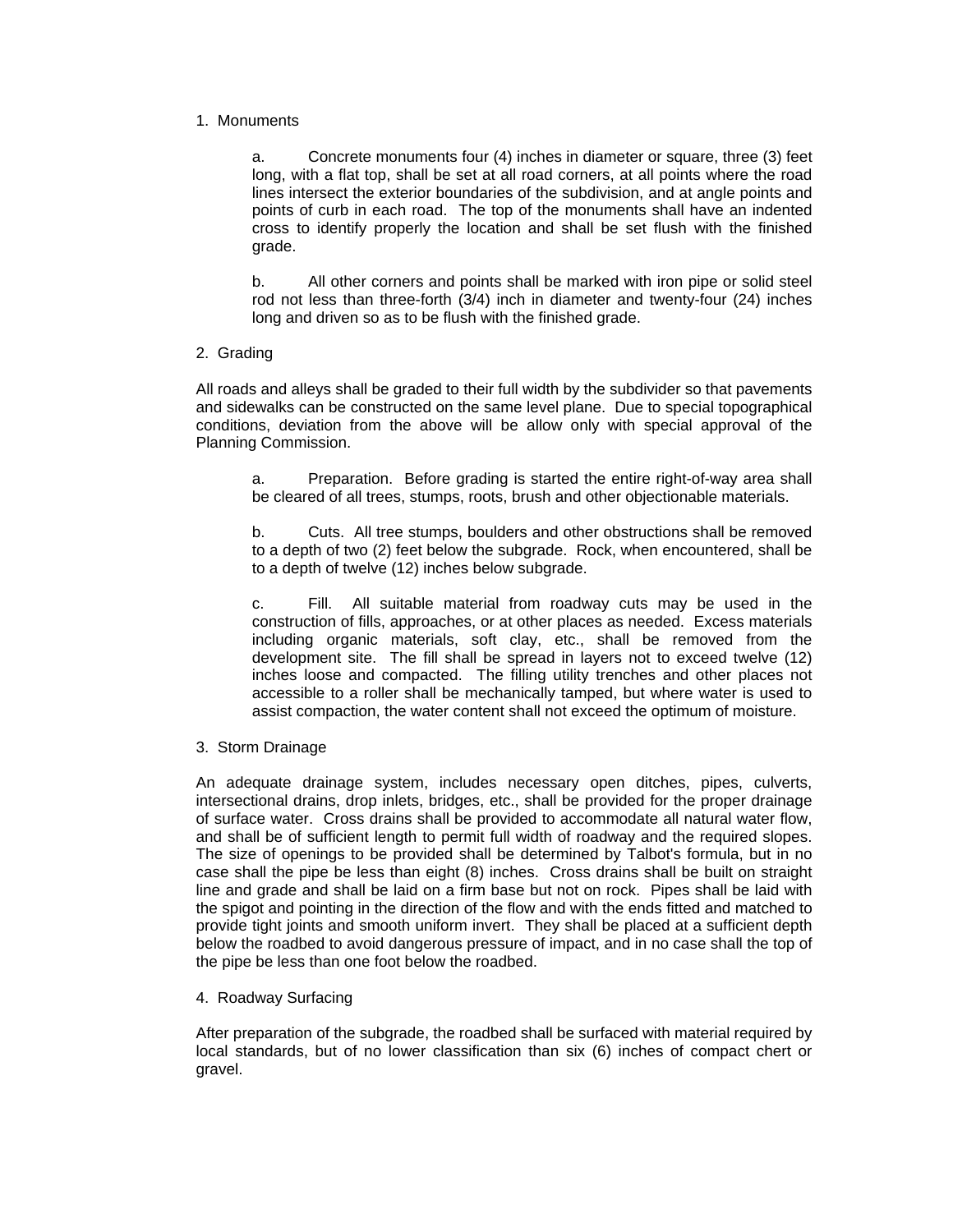1. Monuments

   a. Concrete monuments four (4) inches in diameter or square, three (3) feet long, with a flat top, shall be set at all road corners, at all points where the road lines intersect the exterior boundaries of the subdivision, and at angle points and points of curb in each road. The top of the monuments shall have an indented cross to identify properly the location and shall be set flush with the finished grade.

   b. All other corners and points shall be marked with iron pipe or solid steel rod not less than three-forth (3/4) inch in diameter and twenty-four (24) inches long and driven so as to be flush with the finished grade.

2. Grading

All roads and alleys shall be graded to their full width by the subdivider so that pavements and sidewalks can be constructed on the same level plane. Due to special topographical conditions, deviation from the above will be allow only with special approval of the Planning Commission.

   a. Preparation. Before grading is started the entire right-of-way area shall be cleared of all trees, stumps, roots, brush and other objectionable materials.

   b. Cuts. All tree stumps, boulders and other obstructions shall be removed to a depth of two (2) feet below the subgrade. Rock, when encountered, shall be to a depth of twelve (12) inches below subgrade.

   c. Fill. All suitable material from roadway cuts may be used in the construction of fills, approaches, or at other places as needed. Excess materials including organic materials, soft clay, etc., shall be removed from the development site. The fill shall be spread in layers not to exceed twelve (12) inches loose and compacted. The filling utility trenches and other places not accessible to a roller shall be mechanically tamped, but where water is used to assist compaction, the water content shall not exceed the optimum of moisture.

3. Storm Drainage

An adequate drainage system, includes necessary open ditches, pipes, culverts, intersectional drains, drop inlets, bridges, etc., shall be provided for the proper drainage of surface water. Cross drains shall be provided to accommodate all natural water flow, and shall be of sufficient length to permit full width of roadway and the required slopes. The size of openings to be provided shall be determined by Talbot's formula, but in no case shall the pipe be less than eight (8) inches. Cross drains shall be built on straight line and grade and shall be laid on a firm base but not on rock. Pipes shall be laid with the spigot and pointing in the direction of the flow and with the ends fitted and matched to provide tight joints and smooth uniform invert. They shall be placed at a sufficient depth below the roadbed to avoid dangerous pressure of impact, and in no case shall the top of the pipe be less than one foot below the roadbed.

4. Roadway Surfacing

After preparation of the subgrade, the roadbed shall be surfaced with material required by local standards, but of no lower classification than six (6) inches of compact chert or gravel.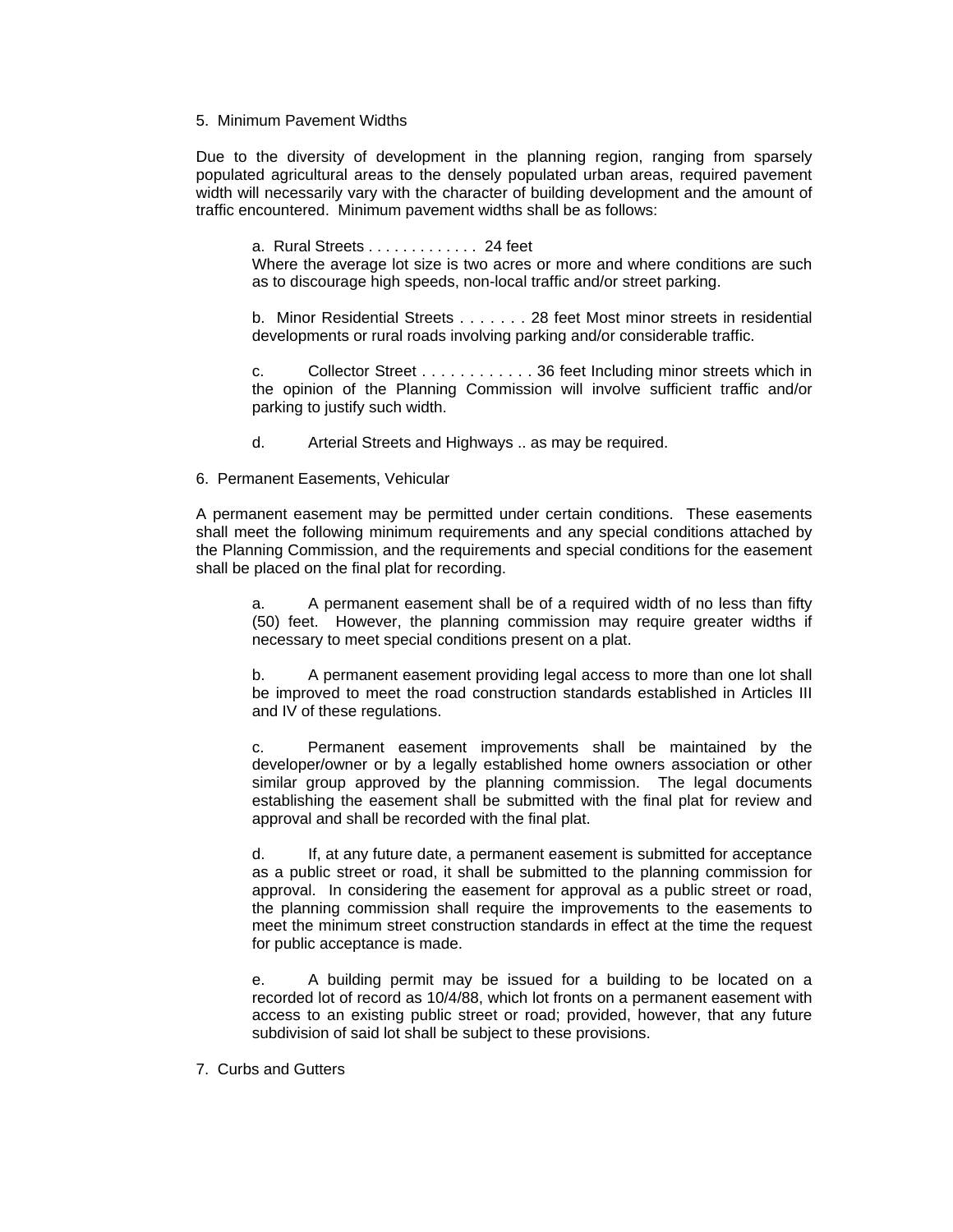5. Minimum Pavement Widths

Due to the diversity of development in the planning region, ranging from sparsely populated agricultural areas to the densely populated urban areas, required pavement width will necessarily vary with the character of building development and the amount of traffic encountered. Minimum pavement widths shall be as follows:

a. Rural Streets . . . . . . . . . . . . . 24 feet
Where the average lot size is two acres or more and where conditions are such as to discourage high speeds, non-local traffic and/or street parking.

b. Minor Residential Streets . . . . . . . 28 feet Most minor streets in residential developments or rural roads involving parking and/or considerable traffic.

c. Collector Street . . . . . . . . . . . . 36 feet Including minor streets which in the opinion of the Planning Commission will involve sufficient traffic and/or parking to justify such width.

d. Arterial Streets and Highways .. as may be required.

6. Permanent Easements, Vehicular

A permanent easement may be permitted under certain conditions. These easements shall meet the following minimum requirements and any special conditions attached by the Planning Commission, and the requirements and special conditions for the easement shall be placed on the final plat for recording.

a. A permanent easement shall be of a required width of no less than fifty (50) feet. However, the planning commission may require greater widths if necessary to meet special conditions present on a plat.

b. A permanent easement providing legal access to more than one lot shall be improved to meet the road construction standards established in Articles III and IV of these regulations.

c. Permanent easement improvements shall be maintained by the developer/owner or by a legally established home owners association or other similar group approved by the planning commission. The legal documents establishing the easement shall be submitted with the final plat for review and approval and shall be recorded with the final plat.

d. If, at any future date, a permanent easement is submitted for acceptance as a public street or road, it shall be submitted to the planning commission for approval. In considering the easement for approval as a public street or road, the planning commission shall require the improvements to the easements to meet the minimum street construction standards in effect at the time the request for public acceptance is made.

e. A building permit may be issued for a building to be located on a recorded lot of record as 10/4/88, which lot fronts on a permanent easement with access to an existing public street or road; provided, however, that any future subdivision of said lot shall be subject to these provisions.

7. Curbs and Gutters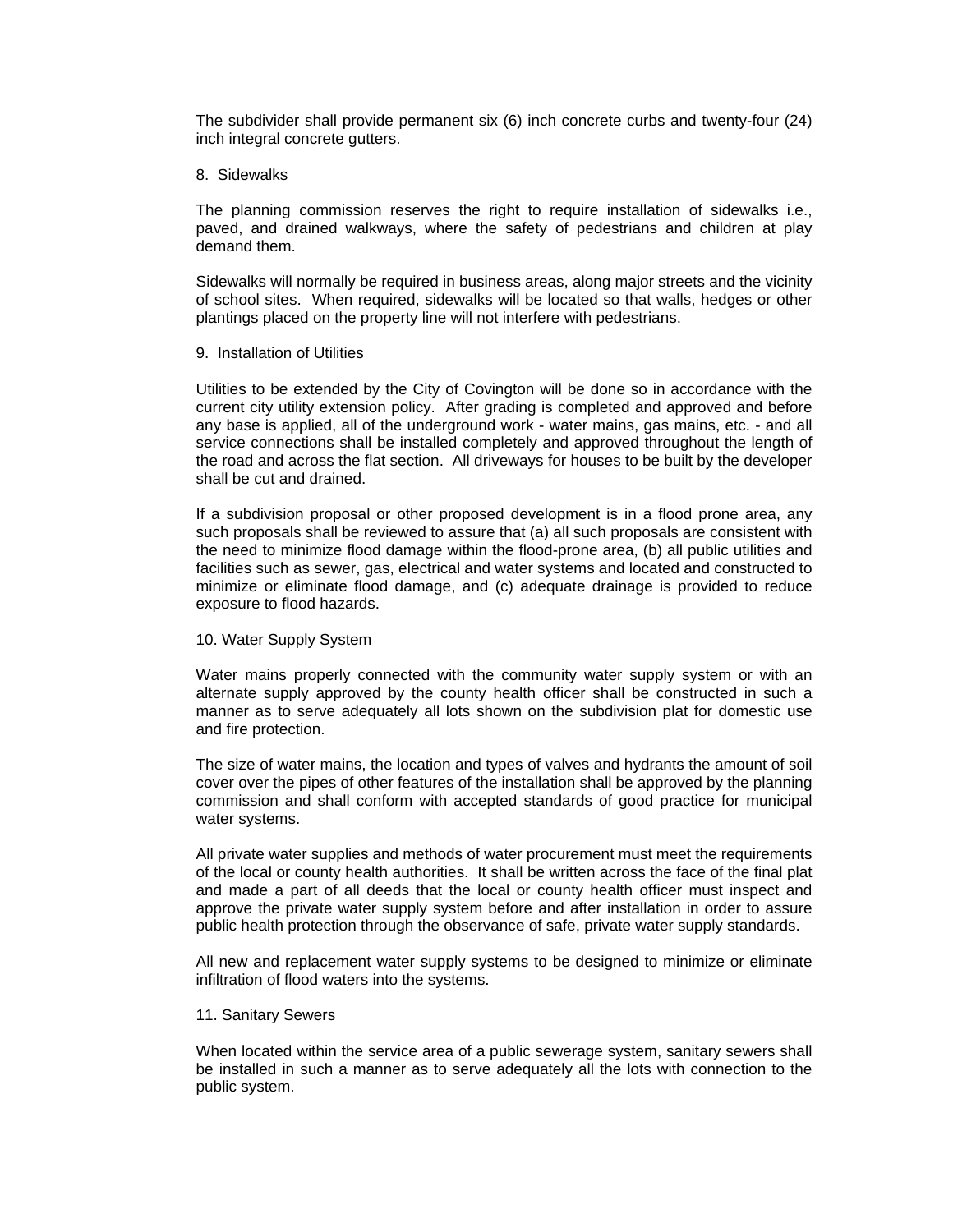The subdivider shall provide permanent six (6) inch concrete curbs and twenty-four (24) inch integral concrete gutters.

8. Sidewalks

The planning commission reserves the right to require installation of sidewalks i.e., paved, and drained walkways, where the safety of pedestrians and children at play demand them.

Sidewalks will normally be required in business areas, along major streets and the vicinity of school sites. When required, sidewalks will be located so that walls, hedges or other plantings placed on the property line will not interfere with pedestrians.

9. Installation of Utilities

Utilities to be extended by the City of Covington will be done so in accordance with the current city utility extension policy. After grading is completed and approved and before any base is applied, all of the underground work - water mains, gas mains, etc. - and all service connections shall be installed completely and approved throughout the length of the road and across the flat section. All driveways for houses to be built by the developer shall be cut and drained.

If a subdivision proposal or other proposed development is in a flood prone area, any such proposals shall be reviewed to assure that (a) all such proposals are consistent with the need to minimize flood damage within the flood-prone area, (b) all public utilities and facilities such as sewer, gas, electrical and water systems and located and constructed to minimize or eliminate flood damage, and (c) adequate drainage is provided to reduce exposure to flood hazards.

10. Water Supply System

Water mains properly connected with the community water supply system or with an alternate supply approved by the county health officer shall be constructed in such a manner as to serve adequately all lots shown on the subdivision plat for domestic use and fire protection.

The size of water mains, the location and types of valves and hydrants the amount of soil cover over the pipes of other features of the installation shall be approved by the planning commission and shall conform with accepted standards of good practice for municipal water systems.

All private water supplies and methods of water procurement must meet the requirements of the local or county health authorities. It shall be written across the face of the final plat and made a part of all deeds that the local or county health officer must inspect and approve the private water supply system before and after installation in order to assure public health protection through the observance of safe, private water supply standards.

All new and replacement water supply systems to be designed to minimize or eliminate infiltration of flood waters into the systems.

11. Sanitary Sewers

When located within the service area of a public sewerage system, sanitary sewers shall be installed in such a manner as to serve adequately all the lots with connection to the public system.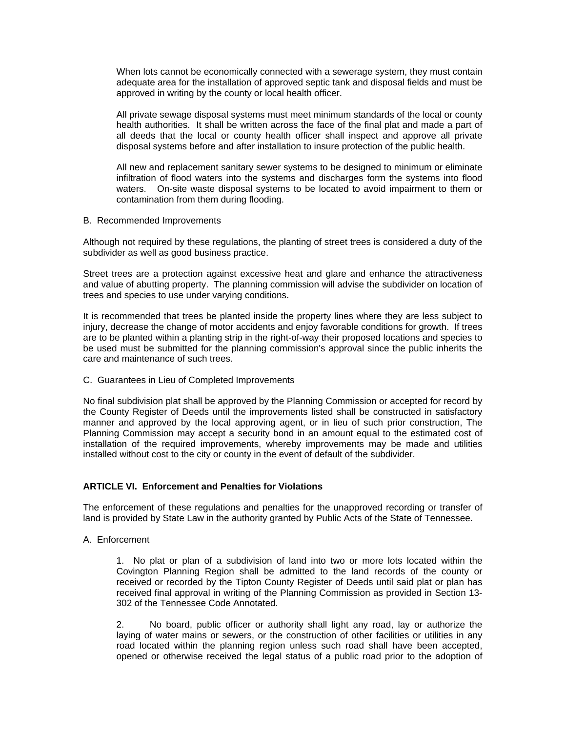When lots cannot be economically connected with a sewerage system, they must contain adequate area for the installation of approved septic tank and disposal fields and must be approved in writing by the county or local health officer.

All private sewage disposal systems must meet minimum standards of the local or county health authorities. It shall be written across the face of the final plat and made a part of all deeds that the local or county health officer shall inspect and approve all private disposal systems before and after installation to insure protection of the public health.

All new and replacement sanitary sewer systems to be designed to minimum or eliminate infiltration of flood waters into the systems and discharges form the systems into flood waters. On-site waste disposal systems to be located to avoid impairment to them or contamination from them during flooding.

B. Recommended Improvements

Although not required by these regulations, the planting of street trees is considered a duty of the subdivider as well as good business practice.

Street trees are a protection against excessive heat and glare and enhance the attractiveness and value of abutting property. The planning commission will advise the subdivider on location of trees and species to use under varying conditions.

It is recommended that trees be planted inside the property lines where they are less subject to injury, decrease the change of motor accidents and enjoy favorable conditions for growth. If trees are to be planted within a planting strip in the right-of-way their proposed locations and species to be used must be submitted for the planning commission's approval since the public inherits the care and maintenance of such trees.

C. Guarantees in Lieu of Completed Improvements

No final subdivision plat shall be approved by the Planning Commission or accepted for record by the County Register of Deeds until the improvements listed shall be constructed in satisfactory manner and approved by the local approving agent, or in lieu of such prior construction, The Planning Commission may accept a security bond in an amount equal to the estimated cost of installation of the required improvements, whereby improvements may be made and utilities installed without cost to the city or county in the event of default of the subdivider.

## ARTICLE VI. Enforcement and Penalties for Violations

The enforcement of these regulations and penalties for the unapproved recording or transfer of land is provided by State Law in the authority granted by Public Acts of the State of Tennessee.

A. Enforcement

1. No plat or plan of a subdivision of land into two or more lots located within the Covington Planning Region shall be admitted to the land records of the county or received or recorded by the Tipton County Register of Deeds until said plat or plan has received final approval in writing of the Planning Commission as provided in Section 13-302 of the Tennessee Code Annotated.

2. No board, public officer or authority shall light any road, lay or authorize the laying of water mains or sewers, or the construction of other facilities or utilities in any road located within the planning region unless such road shall have been accepted, opened or otherwise received the legal status of a public road prior to the adoption of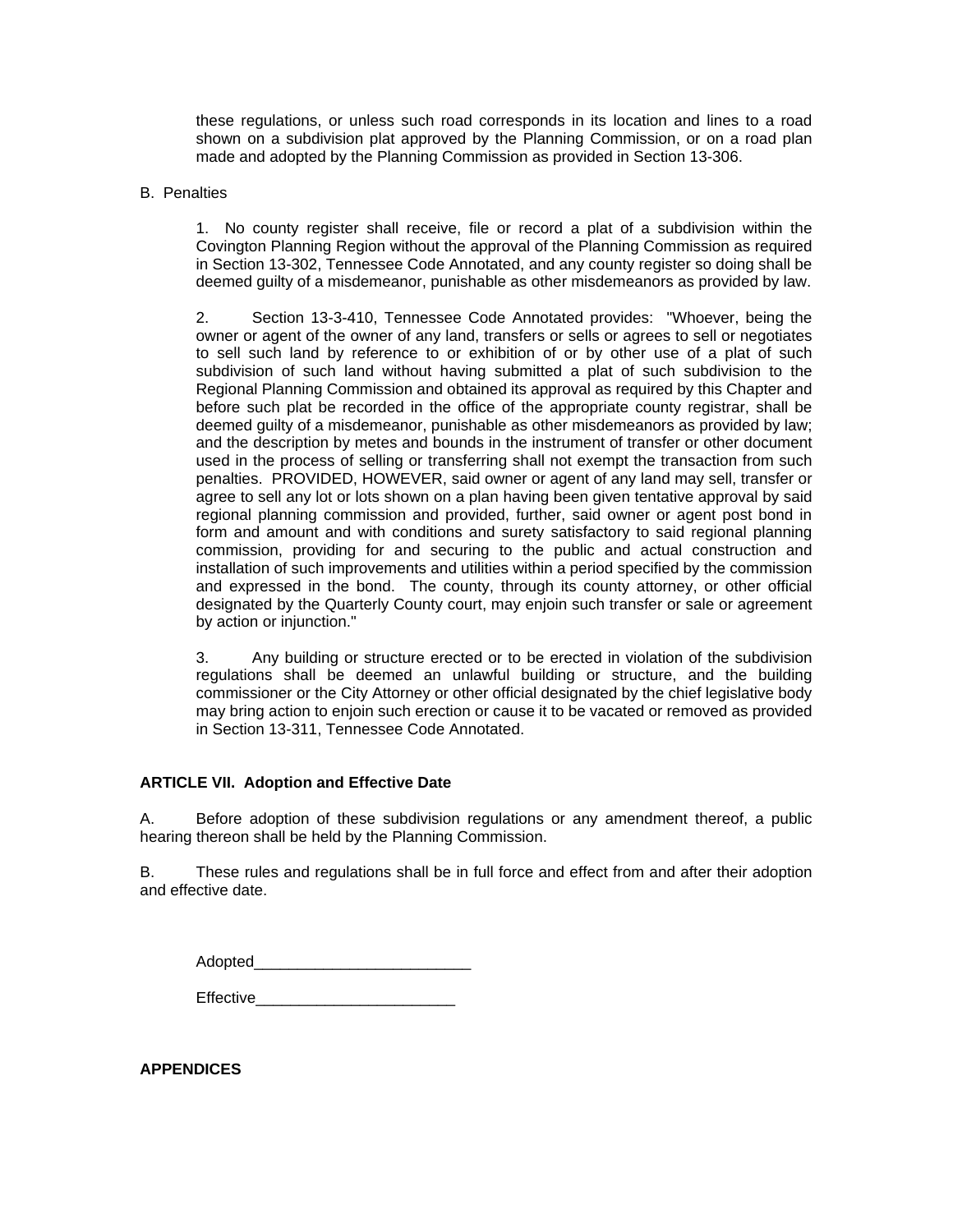these regulations, or unless such road corresponds in its location and lines to a road shown on a subdivision plat approved by the Planning Commission, or on a road plan made and adopted by the Planning Commission as provided in Section 13-306.

B. Penalties

1. No county register shall receive, file or record a plat of a subdivision within the Covington Planning Region without the approval of the Planning Commission as required in Section 13-302, Tennessee Code Annotated, and any county register so doing shall be deemed guilty of a misdemeanor, punishable as other misdemeanors as provided by law.

2. Section 13-3-410, Tennessee Code Annotated provides: "Whoever, being the owner or agent of the owner of any land, transfers or sells or agrees to sell or negotiates to sell such land by reference to or exhibition of or by other use of a plat of such subdivision of such land without having submitted a plat of such subdivision to the Regional Planning Commission and obtained its approval as required by this Chapter and before such plat be recorded in the office of the appropriate county registrar, shall be deemed guilty of a misdemeanor, punishable as other misdemeanors as provided by law; and the description by metes and bounds in the instrument of transfer or other document used in the process of selling or transferring shall not exempt the transaction from such penalties. PROVIDED, HOWEVER, said owner or agent of any land may sell, transfer or agree to sell any lot or lots shown on a plan having been given tentative approval by said regional planning commission and provided, further, said owner or agent post bond in form and amount and with conditions and surety satisfactory to said regional planning commission, providing for and securing to the public and actual construction and installation of such improvements and utilities within a period specified by the commission and expressed in the bond. The county, through its county attorney, or other official designated by the Quarterly County court, may enjoin such transfer or sale or agreement by action or injunction."

3. Any building or structure erected or to be erected in violation of the subdivision regulations shall be deemed an unlawful building or structure, and the building commissioner or the City Attorney or other official designated by the chief legislative body may bring action to enjoin such erection or cause it to be vacated or removed as provided in Section 13-311, Tennessee Code Annotated.

**ARTICLE VII. Adoption and Effective Date**

A. Before adoption of these subdivision regulations or any amendment thereof, a public hearing thereon shall be held by the Planning Commission.

B. These rules and regulations shall be in full force and effect from and after their adoption and effective date.

Adopted_________________________

Effective_______________________

**APPENDICES**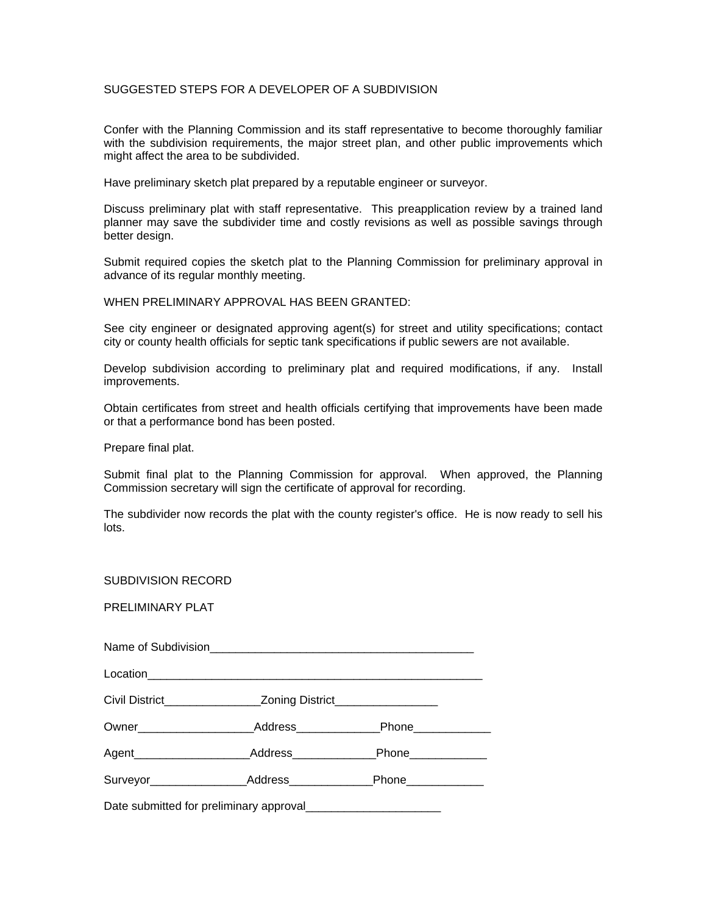## SUGGESTED STEPS FOR A DEVELOPER OF A SUBDIVISION

Confer with the Planning Commission and its staff representative to become thoroughly familiar with the subdivision requirements, the major street plan, and other public improvements which might affect the area to be subdivided.

Have preliminary sketch plat prepared by a reputable engineer or surveyor.

Discuss preliminary plat with staff representative. This preapplication review by a trained land planner may save the subdivider time and costly revisions as well as possible savings through better design.

Submit required copies the sketch plat to the Planning Commission for preliminary approval in advance of its regular monthly meeting.

WHEN PRELIMINARY APPROVAL HAS BEEN GRANTED:

See city engineer or designated approving agent(s) for street and utility specifications; contact city or county health officials for septic tank specifications if public sewers are not available.

Develop subdivision according to preliminary plat and required modifications, if any. Install improvements.

Obtain certificates from street and health officials certifying that improvements have been made or that a performance bond has been posted.

Prepare final plat.

Submit final plat to the Planning Commission for approval. When approved, the Planning Commission secretary will sign the certificate of approval for recording.

The subdivider now records the plat with the county register's office. He is now ready to sell his lots.

## SUBDIVISION RECORD

### PRELIMINARY PLAT

Name of Subdivision__________________________________________

Location______________________________________________________

Civil District_______________Zoning District________________

Owner__________________Address_____________Phone____________

Agent__________________Address_____________Phone____________

Surveyor_______________Address_____________Phone____________

Date submitted for preliminary approval_____________________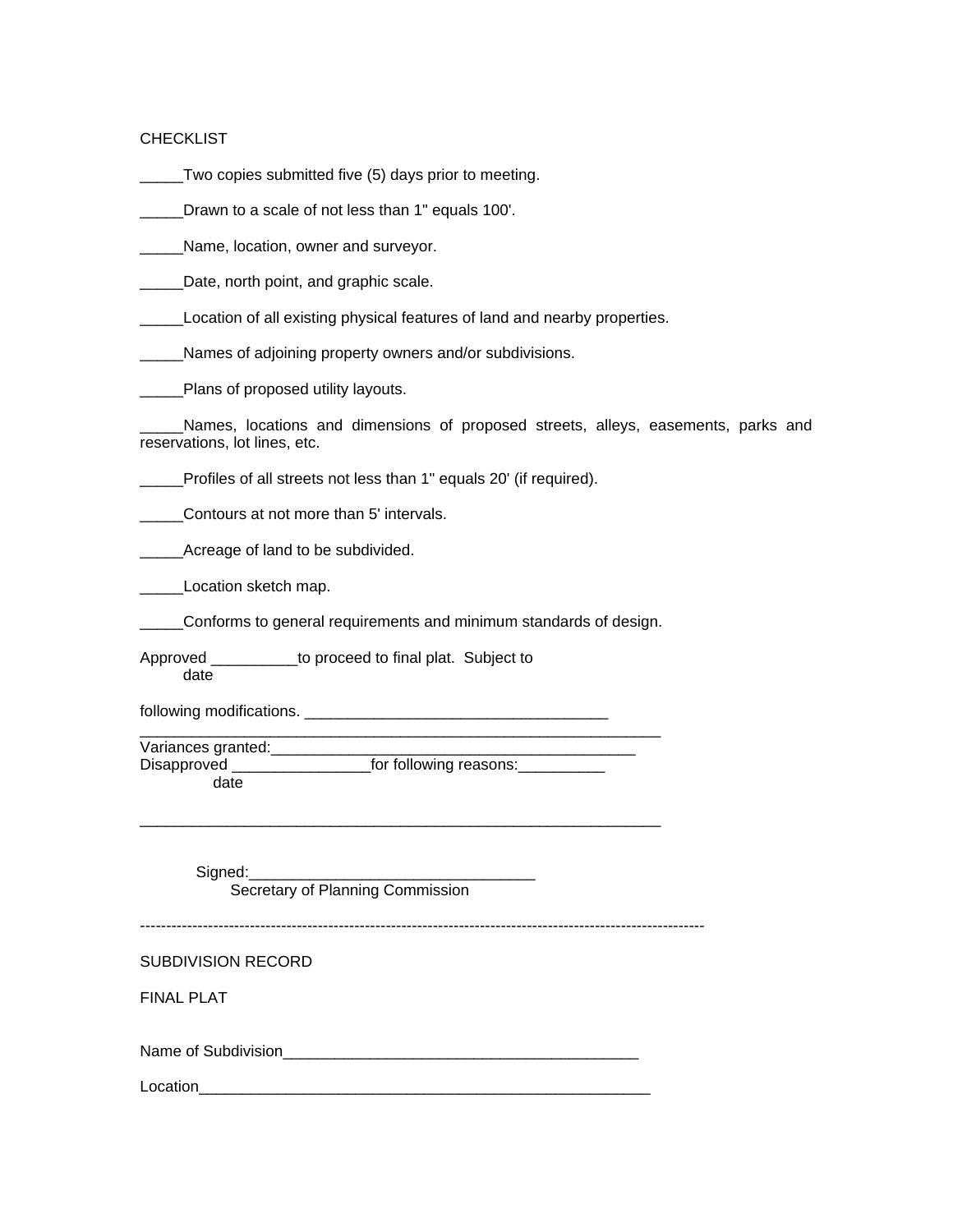CHECKLIST

_____Two copies submitted five (5) days prior to meeting.

_____Drawn to a scale of not less than 1" equals 100'.

_____Name, location, owner and surveyor.

_____Date, north point, and graphic scale.

_____Location of all existing physical features of land and nearby properties.

_____Names of adjoining property owners and/or subdivisions.

_____Plans of proposed utility layouts.

_____Names, locations and dimensions of proposed streets, alleys, easements, parks and reservations, lot lines, etc.

_____Profiles of all streets not less than 1" equals 20' (if required).

_____Contours at not more than 5' intervals.

_____Acreage of land to be subdivided.

_____Location sketch map.

_____Conforms to general requirements and minimum standards of design.

Approved __________to proceed to final plat. Subject to
date

following modifications. ___________________________________
______________________________________________________________
Variances granted:___________________________________________
Disapproved ________________for following reasons:__________
date

______________________________________________________________

Signed:_________________________________
Secretary of Planning Commission

-----------------------------------------------------------------------------------------------------------

SUBDIVISION RECORD

FINAL PLAT

Name of Subdivision__________________________________________

Location_____________________________________________________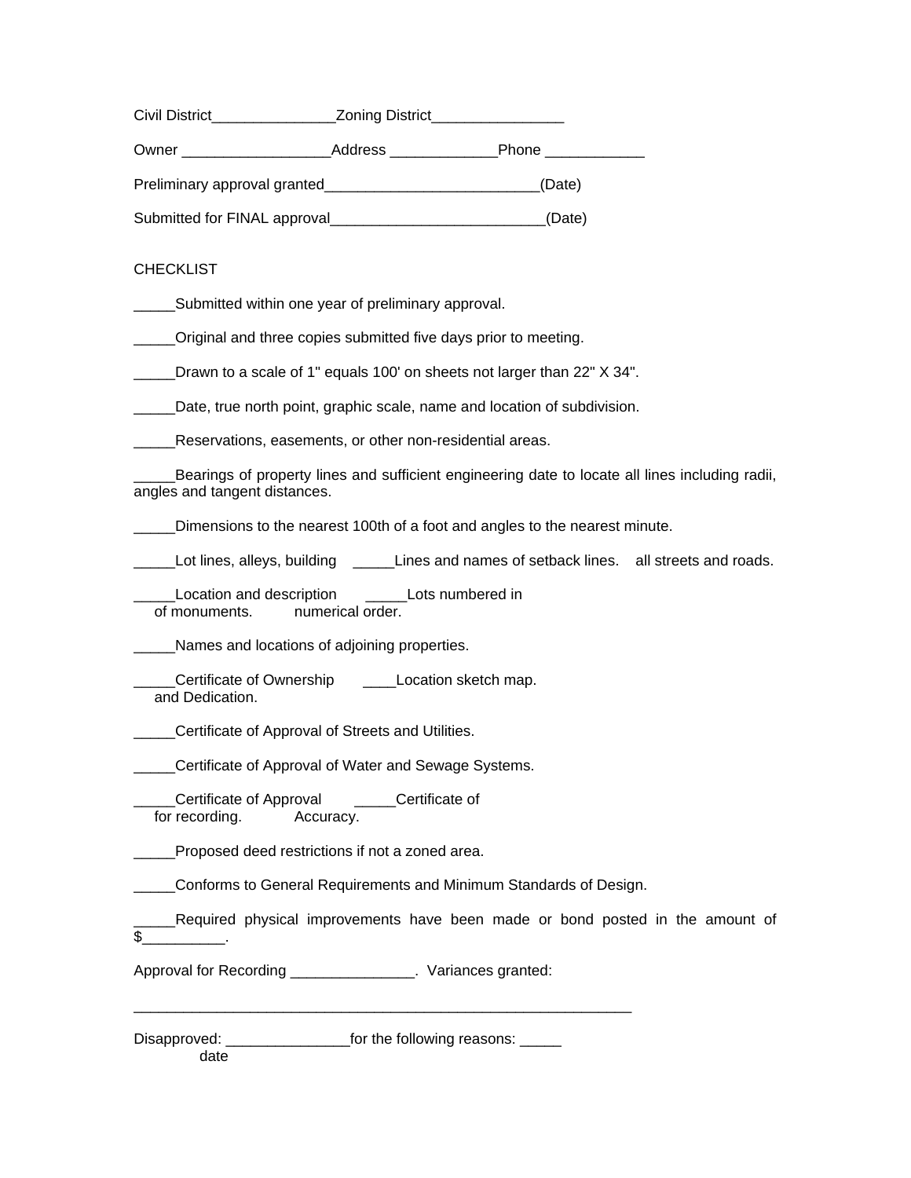Civil District_______________Zoning District________________

Owner __________________Address _____________Phone ____________

Preliminary approval granted__________________________(Date)

Submitted for FINAL approval__________________________(Date)

CHECKLIST

_____Submitted within one year of preliminary approval.

_____Original and three copies submitted five days prior to meeting.

_____Drawn to a scale of 1" equals 100' on sheets not larger than 22" X 34".

_____Date, true north point, graphic scale, name and location of subdivision.

_____Reservations, easements, or other non-residential areas.

_____Bearings of property lines and sufficient engineering date to locate all lines including radii, angles and tangent distances.

_____Dimensions to the nearest 100th of a foot and angles to the nearest minute.

_____Lot lines, alleys, building _____Lines and names of setback lines. all streets and roads.

_____Location and description of monuments. _____Lots numbered in numerical order.

_____Names and locations of adjoining properties.

_____Certificate of Ownership and Dedication. ____Location sketch map.

_____Certificate of Approval of Streets and Utilities.

_____Certificate of Approval of Water and Sewage Systems.

_____Certificate of Approval for recording. _____Certificate of Accuracy.

_____Proposed deed restrictions if not a zoned area.

_____Conforms to General Requirements and Minimum Standards of Design.

_____Required physical improvements have been made or bond posted in the amount of $__________.

Approval for Recording _______________. Variances granted:

_______________________________________________________________

Disapproved: _______________for the following reasons: _____
date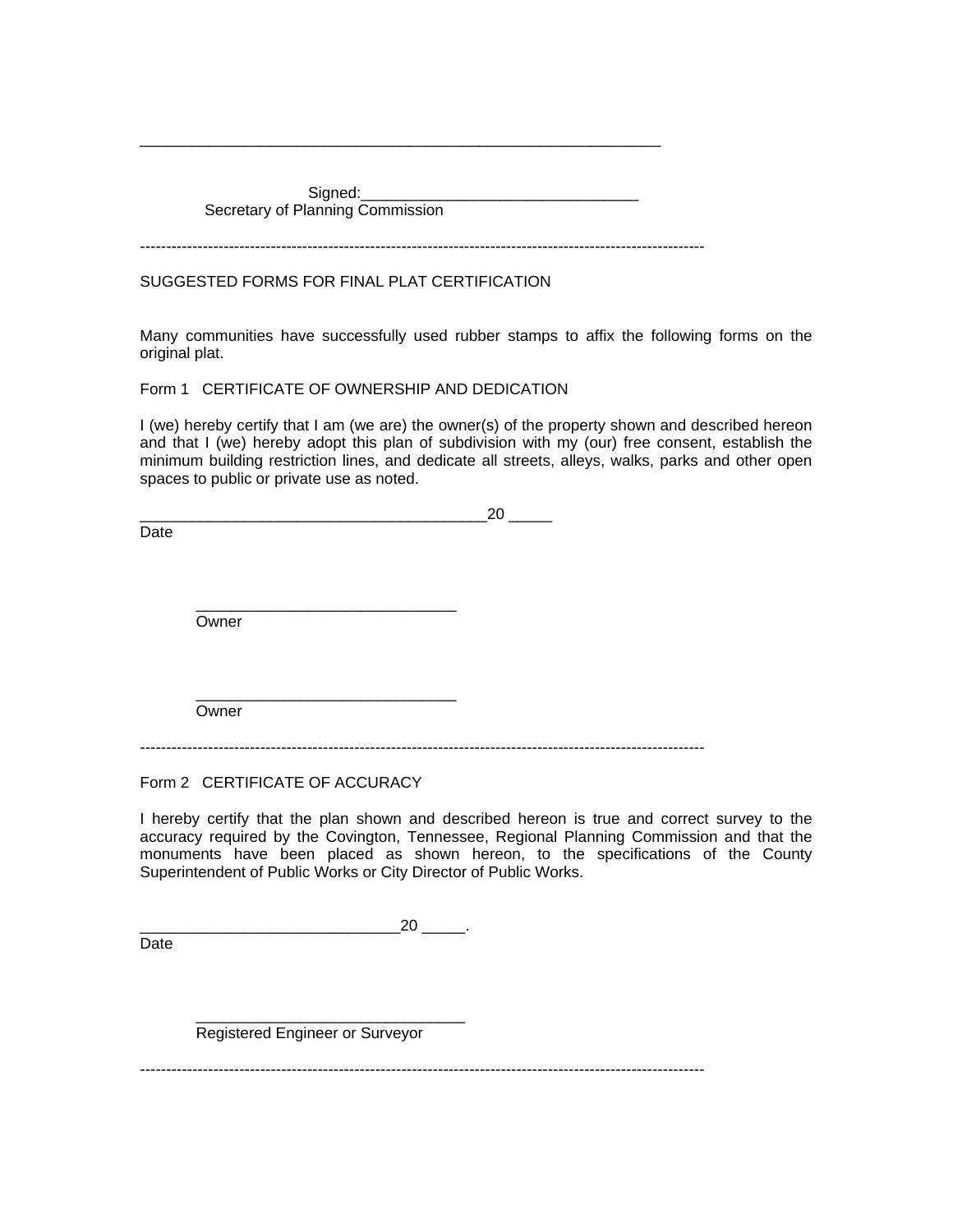_______________________________________________________________

Signed:_________________________________
Secretary of Planning Commission

---

SUGGESTED FORMS FOR FINAL PLAT CERTIFICATION

Many communities have successfully used rubber stamps to affix the following forms on the original plat.

Form 1 CERTIFICATE OF OWNERSHIP AND DEDICATION

I (we) hereby certify that I am (we are) the owner(s) of the property shown and described hereon and that I (we) hereby adopt this plan of subdivision with my (our) free consent, establish the minimum building restriction lines, and dedicate all streets, alleys, walks, parks and other open spaces to public or private use as noted.

_________________________________________20 _____
Date

_______________________________
Owner

_______________________________
Owner

---

Form 2 CERTIFICATE OF ACCURACY

I hereby certify that the plan shown and described hereon is true and correct survey to the accuracy required by the Covington, Tennessee, Regional Planning Commission and that the monuments have been placed as shown hereon, to the specifications of the County Superintendent of Public Works or City Director of Public Works.

______________________________20 _____.
Date

________________________________
Registered Engineer or Surveyor

---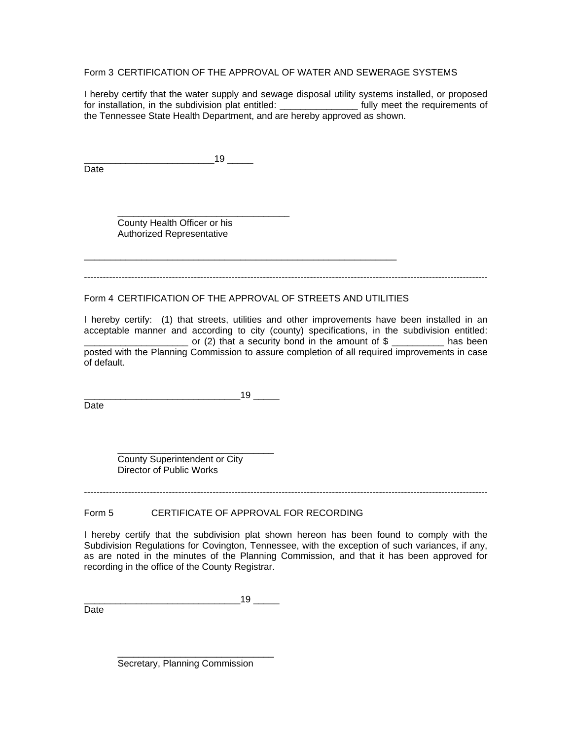Form 3 CERTIFICATION OF THE APPROVAL OF WATER AND SEWERAGE SYSTEMS

I hereby certify that the water supply and sewage disposal utility systems installed, or proposed for installation, in the subdivision plat entitled: _______________ fully meet the requirements of the Tennessee State Health Department, and are hereby approved as shown.

_________________________19 _____
Date

_________________________________
County Health Officer or his
Authorized Representative

_____________________________________________________________

---

Form 4 CERTIFICATION OF THE APPROVAL OF STREETS AND UTILITIES

I hereby certify: (1) that streets, utilities and other improvements have been installed in an acceptable manner and according to city (county) specifications, in the subdivision entitled: ____________________ or (2) that a security bond in the amount of $ __________ has been posted with the Planning Commission to assure completion of all required improvements in case of default.

______________________________19 _____
Date

______________________________
County Superintendent or City
Director of Public Works

---

Form 5 CERTIFICATE OF APPROVAL FOR RECORDING

I hereby certify that the subdivision plat shown hereon has been found to comply with the Subdivision Regulations for Covington, Tennessee, with the exception of such variances, if any, as are noted in the minutes of the Planning Commission, and that it has been approved for recording in the office of the County Registrar.

______________________________19 _____
Date

______________________________
Secretary, Planning Commission